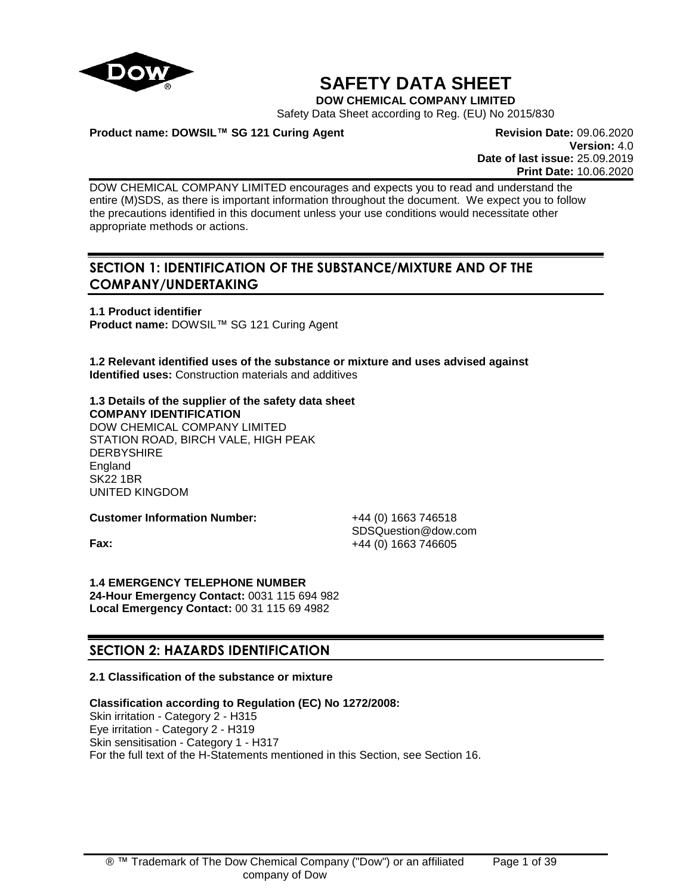# SAFETY DATA SHEET

**DOW CHEMICAL COMPANY LIMITED**

Safety Data Sheet according to Reg. (EU) No 2015/830

**Product name: DOWSIL™ SG 121 Curing Agent**

**Revision Date:** 09.06.2020
**Version:** 4.0
**Date of last issue:** 25.09.2019
**Print Date:** 10.06.2020

DOW CHEMICAL COMPANY LIMITED encourages and expects you to read and understand the entire (M)SDS, as there is important information throughout the document. We expect you to follow the precautions identified in this document unless your use conditions would necessitate other appropriate methods or actions.

## SECTION 1: IDENTIFICATION OF THE SUBSTANCE/MIXTURE AND OF THE COMPANY/UNDERTAKING

**1.1 Product identifier**
**Product name:** DOWSIL™ SG 121 Curing Agent

**1.2 Relevant identified uses of the substance or mixture and uses advised against**
**Identified uses:** Construction materials and additives

**1.3 Details of the supplier of the safety data sheet**
**COMPANY IDENTIFICATION**
DOW CHEMICAL COMPANY LIMITED
STATION ROAD, BIRCH VALE, HIGH PEAK
DERBYSHIRE
England
SK22 1BR
UNITED KINGDOM

**Customer Information Number:** +44 (0) 1663 746518
SDSQuestion@dow.com
**Fax:** +44 (0) 1663 746605

**1.4 EMERGENCY TELEPHONE NUMBER**
**24-Hour Emergency Contact:** 0031 115 694 982
**Local Emergency Contact:** 00 31 115 69 4982

## SECTION 2: HAZARDS IDENTIFICATION

**2.1 Classification of the substance or mixture**

**Classification according to Regulation (EC) No 1272/2008:**
Skin irritation - Category 2 - H315
Eye irritation - Category 2 - H319
Skin sensitisation - Category 1 - H317
For the full text of the H-Statements mentioned in this Section, see Section 16.

® ™ Trademark of The Dow Chemical Company ("Dow") or an affiliated company of Dow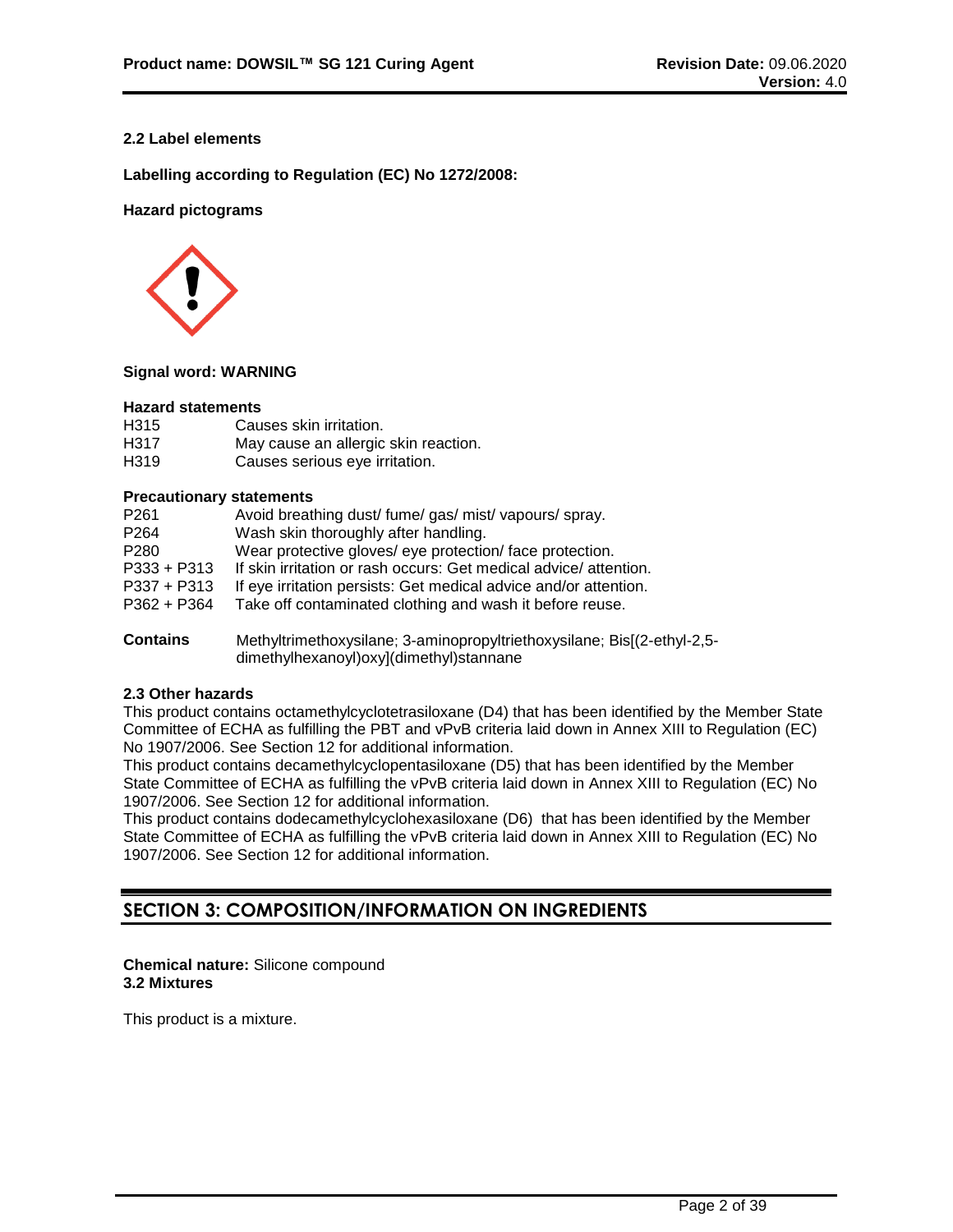### 2.2 Label elements

**Labelling according to Regulation (EC) No 1272/2008:**

**Hazard pictograms**

**Signal word: WARNING**

**Hazard statements**

| | |
|---|---|
| H315 | Causes skin irritation. |
| H317 | May cause an allergic skin reaction. |
| H319 | Causes serious eye irritation. |

**Precautionary statements**

| | |
|---|---|
| P261 | Avoid breathing dust/ fume/ gas/ mist/ vapours/ spray. |
| P264 | Wash skin thoroughly after handling. |
| P280 | Wear protective gloves/ eye protection/ face protection. |
| P333 + P313 | If skin irritation or rash occurs: Get medical advice/ attention. |
| P337 + P313 | If eye irritation persists: Get medical advice and/or attention. |
| P362 + P364 | Take off contaminated clothing and wash it before reuse. |

**Contains** Methyltrimethoxysilane; 3-aminopropyltriethoxysilane; Bis[(2-ethyl-2,5-dimethylhexanoyl)oxy](dimethyl)stannane

### 2.3 Other hazards

This product contains octamethylcyclotetrasiloxane (D4) that has been identified by the Member State Committee of ECHA as fulfilling the PBT and vPvB criteria laid down in Annex XIII to Regulation (EC) No 1907/2006. See Section 12 for additional information.
This product contains decamethylcyclopentasiloxane (D5) that has been identified by the Member State Committee of ECHA as fulfilling the vPvB criteria laid down in Annex XIII to Regulation (EC) No 1907/2006. See Section 12 for additional information.
This product contains dodecamethylcyclohexasiloxane (D6) that has been identified by the Member State Committee of ECHA as fulfilling the vPvB criteria laid down in Annex XIII to Regulation (EC) No 1907/2006. See Section 12 for additional information.

## SECTION 3: COMPOSITION/INFORMATION ON INGREDIENTS

**Chemical nature:** Silicone compound
**3.2 Mixtures**

This product is a mixture.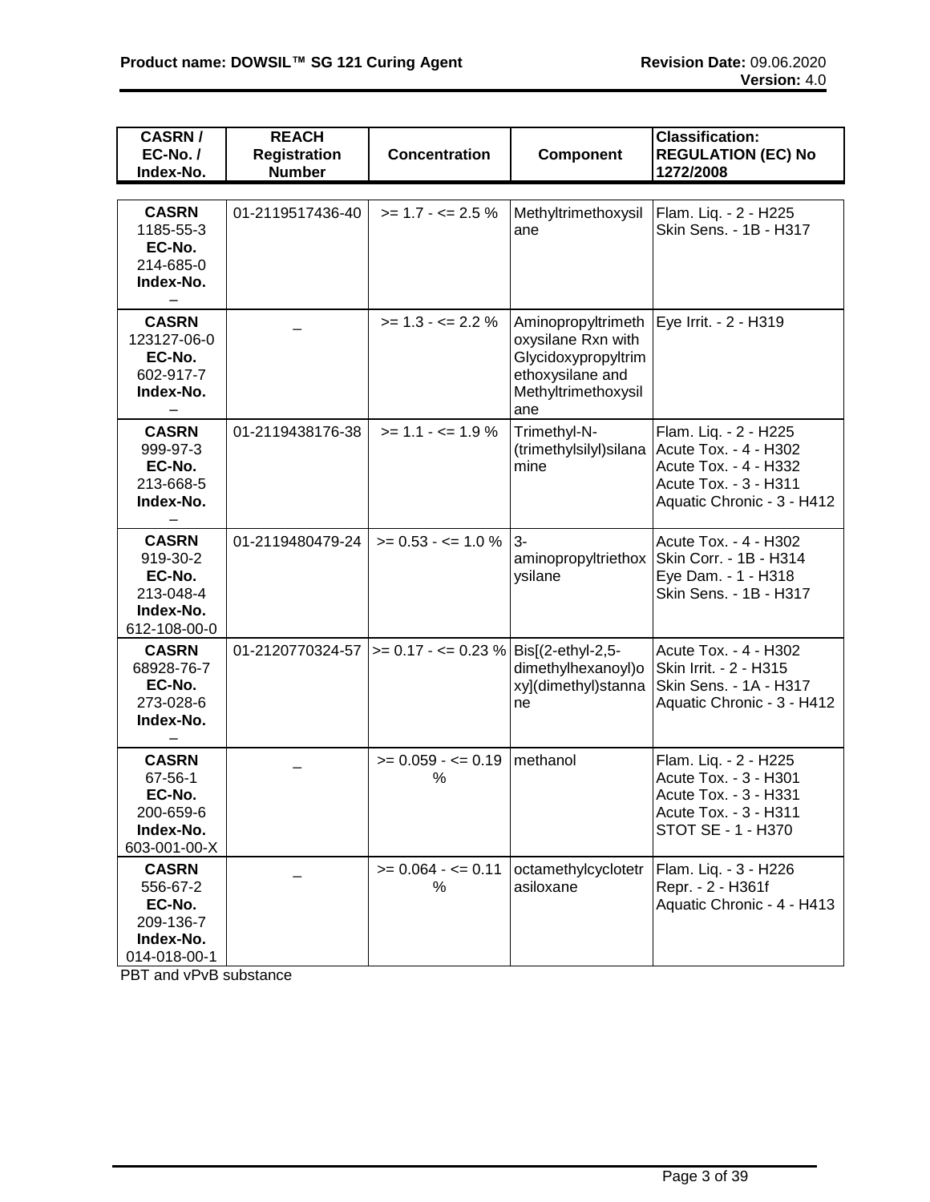| CASRN / EC-No. / Index-No. | REACH Registration Number | Concentration | Component | Classification: REGULATION (EC) No 1272/2008 |
|---|---|---|---|---|
| **CASRN** 1185-55-3 **EC-No.** 214-685-0 **Index-No.** – | 01-2119517436-40 | >= 1.7 - <= 2.5 % | Methyltrimethoxysilane | Flam. Liq. - 2 - H225<br>Skin Sens. - 1B - H317 |
| **CASRN** 123127-06-0 **EC-No.** 602-917-7 **Index-No.** – | – | >= 1.3 - <= 2.2 % | Aminopropyltrimethoxysilane Rxn with Glycidoxypropyltrimethoxysilane and Methyltrimethoxysilane | Eye Irrit. - 2 - H319 |
| **CASRN** 999-97-3 **EC-No.** 213-668-5 **Index-No.** – | 01-2119438176-38 | >= 1.1 - <= 1.9 % | Trimethyl-N-(trimethylsilyl)silanamine | Flam. Liq. - 2 - H225<br>Acute Tox. - 4 - H302<br>Acute Tox. - 4 - H332<br>Acute Tox. - 3 - H311<br>Aquatic Chronic - 3 - H412 |
| **CASRN** 919-30-2 **EC-No.** 213-048-4 **Index-No.** 612-108-00-0 | 01-2119480479-24 | >= 0.53 - <= 1.0 % | 3-aminopropyltriethoxysilane | Acute Tox. - 4 - H302<br>Skin Corr. - 1B - H314<br>Eye Dam. - 1 - H318<br>Skin Sens. - 1B - H317 |
| **CASRN** 68928-76-7 **EC-No.** 273-028-6 **Index-No.** – | 01-2120770324-57 | >= 0.17 - <= 0.23 % | Bis[(2-ethyl-2,5-dimethylhexanoyl)oxy](dimethyl)stannane | Acute Tox. - 4 - H302<br>Skin Irrit. - 2 - H315<br>Skin Sens. - 1A - H317<br>Aquatic Chronic - 3 - H412 |
| **CASRN** 67-56-1 **EC-No.** 200-659-6 **Index-No.** 603-001-00-X | – | >= 0.059 - <= 0.19 % | methanol | Flam. Liq. - 2 - H225<br>Acute Tox. - 3 - H301<br>Acute Tox. - 3 - H331<br>Acute Tox. - 3 - H311<br>STOT SE - 1 - H370 |
| **CASRN** 556-67-2 **EC-No.** 209-136-7 **Index-No.** 014-018-00-1 | – | >= 0.064 - <= 0.11 % | octamethylcyclotetrasiloxane | Flam. Liq. - 3 - H226<br>Repr. - 2 - H361f<br>Aquatic Chronic - 4 - H413 |

PBT and vPvB substance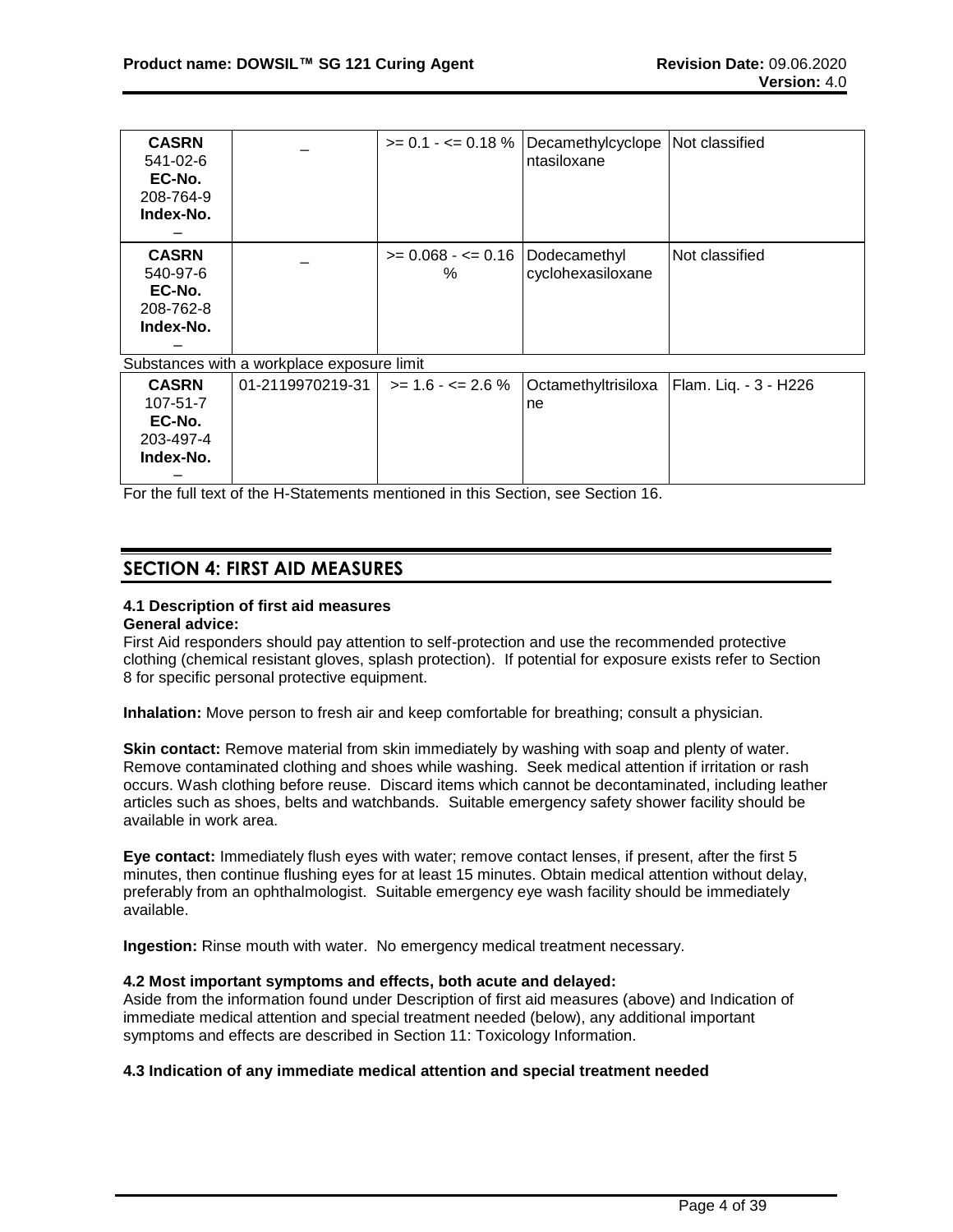| | | | | |
|---|---|---|---|---|
| **CASRN** 541-02-6 **EC-No.** 208-764-9 **Index-No.** – | – | >= 0.1 - <= 0.18 % | Decamethylcyclopentasiloxane | Not classified |
| **CASRN** 540-97-6 **EC-No.** 208-762-8 **Index-No.** – | – | >= 0.068 - <= 0.16 % | Dodecamethyl cyclohexasiloxane | Not classified |

Substances with a workplace exposure limit

| | | | | |
|---|---|---|---|---|
| **CASRN** 107-51-7 **EC-No.** 203-497-4 **Index-No.** – | 01-2119970219-31 | >= 1.6 - <= 2.6 % | Octamethyltrisiloxane | Flam. Liq. - 3 - H226 |

For the full text of the H-Statements mentioned in this Section, see Section 16.

## SECTION 4: FIRST AID MEASURES

### 4.1 Description of first aid measures

**General advice:**
First Aid responders should pay attention to self-protection and use the recommended protective clothing (chemical resistant gloves, splash protection). If potential for exposure exists refer to Section 8 for specific personal protective equipment.

**Inhalation:** Move person to fresh air and keep comfortable for breathing; consult a physician.

**Skin contact:** Remove material from skin immediately by washing with soap and plenty of water. Remove contaminated clothing and shoes while washing. Seek medical attention if irritation or rash occurs. Wash clothing before reuse. Discard items which cannot be decontaminated, including leather articles such as shoes, belts and watchbands. Suitable emergency safety shower facility should be available in work area.

**Eye contact:** Immediately flush eyes with water; remove contact lenses, if present, after the first 5 minutes, then continue flushing eyes for at least 15 minutes. Obtain medical attention without delay, preferably from an ophthalmologist. Suitable emergency eye wash facility should be immediately available.

**Ingestion:** Rinse mouth with water. No emergency medical treatment necessary.

### 4.2 Most important symptoms and effects, both acute and delayed:

Aside from the information found under Description of first aid measures (above) and Indication of immediate medical attention and special treatment needed (below), any additional important symptoms and effects are described in Section 11: Toxicology Information.

### 4.3 Indication of any immediate medical attention and special treatment needed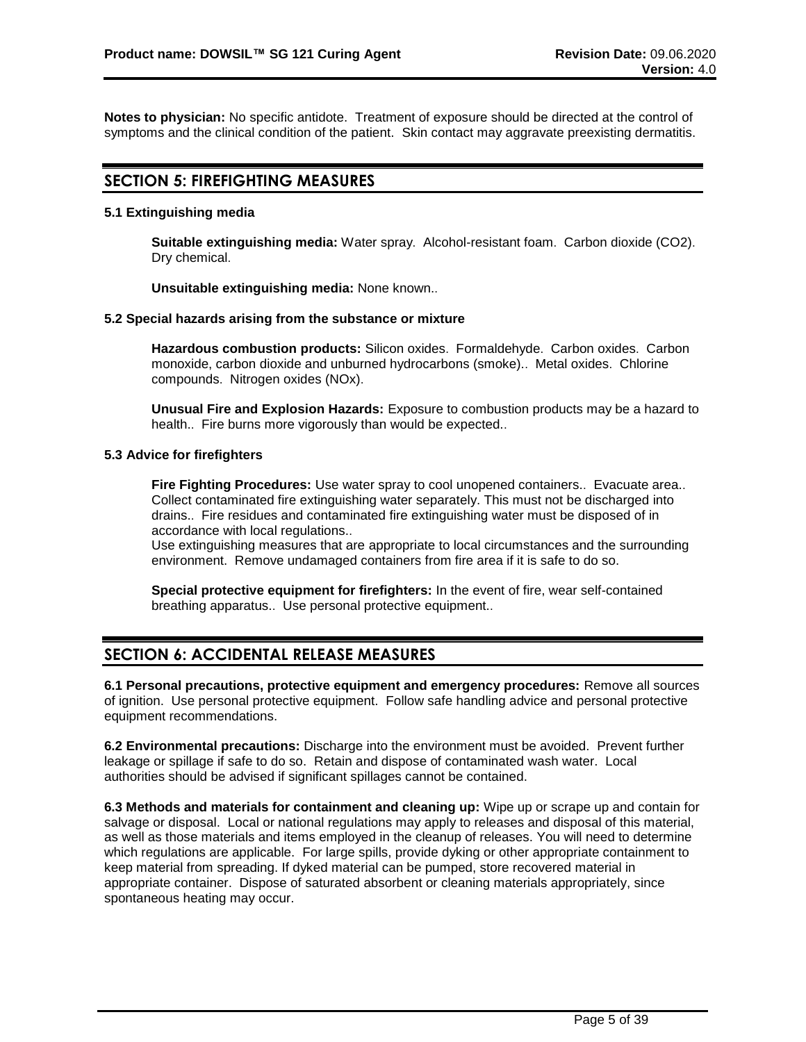**Notes to physician:** No specific antidote. Treatment of exposure should be directed at the control of symptoms and the clinical condition of the patient. Skin contact may aggravate preexisting dermatitis.

## SECTION 5: FIREFIGHTING MEASURES

### 5.1 Extinguishing media

**Suitable extinguishing media:** Water spray. Alcohol-resistant foam. Carbon dioxide (CO2). Dry chemical.

**Unsuitable extinguishing media:** None known..

### 5.2 Special hazards arising from the substance or mixture

**Hazardous combustion products:** Silicon oxides. Formaldehyde. Carbon oxides. Carbon monoxide, carbon dioxide and unburned hydrocarbons (smoke).. Metal oxides. Chlorine compounds. Nitrogen oxides (NOx).

**Unusual Fire and Explosion Hazards:** Exposure to combustion products may be a hazard to health.. Fire burns more vigorously than would be expected..

### 5.3 Advice for firefighters

**Fire Fighting Procedures:** Use water spray to cool unopened containers.. Evacuate area.. Collect contaminated fire extinguishing water separately. This must not be discharged into drains.. Fire residues and contaminated fire extinguishing water must be disposed of in accordance with local regulations..
Use extinguishing measures that are appropriate to local circumstances and the surrounding environment. Remove undamaged containers from fire area if it is safe to do so.

**Special protective equipment for firefighters:** In the event of fire, wear self-contained breathing apparatus.. Use personal protective equipment..

## SECTION 6: ACCIDENTAL RELEASE MEASURES

**6.1 Personal precautions, protective equipment and emergency procedures:** Remove all sources of ignition. Use personal protective equipment. Follow safe handling advice and personal protective equipment recommendations.

**6.2 Environmental precautions:** Discharge into the environment must be avoided. Prevent further leakage or spillage if safe to do so. Retain and dispose of contaminated wash water. Local authorities should be advised if significant spillages cannot be contained.

**6.3 Methods and materials for containment and cleaning up:** Wipe up or scrape up and contain for salvage or disposal. Local or national regulations may apply to releases and disposal of this material, as well as those materials and items employed in the cleanup of releases. You will need to determine which regulations are applicable. For large spills, provide dyking or other appropriate containment to keep material from spreading. If dyked material can be pumped, store recovered material in appropriate container. Dispose of saturated absorbent or cleaning materials appropriately, since spontaneous heating may occur.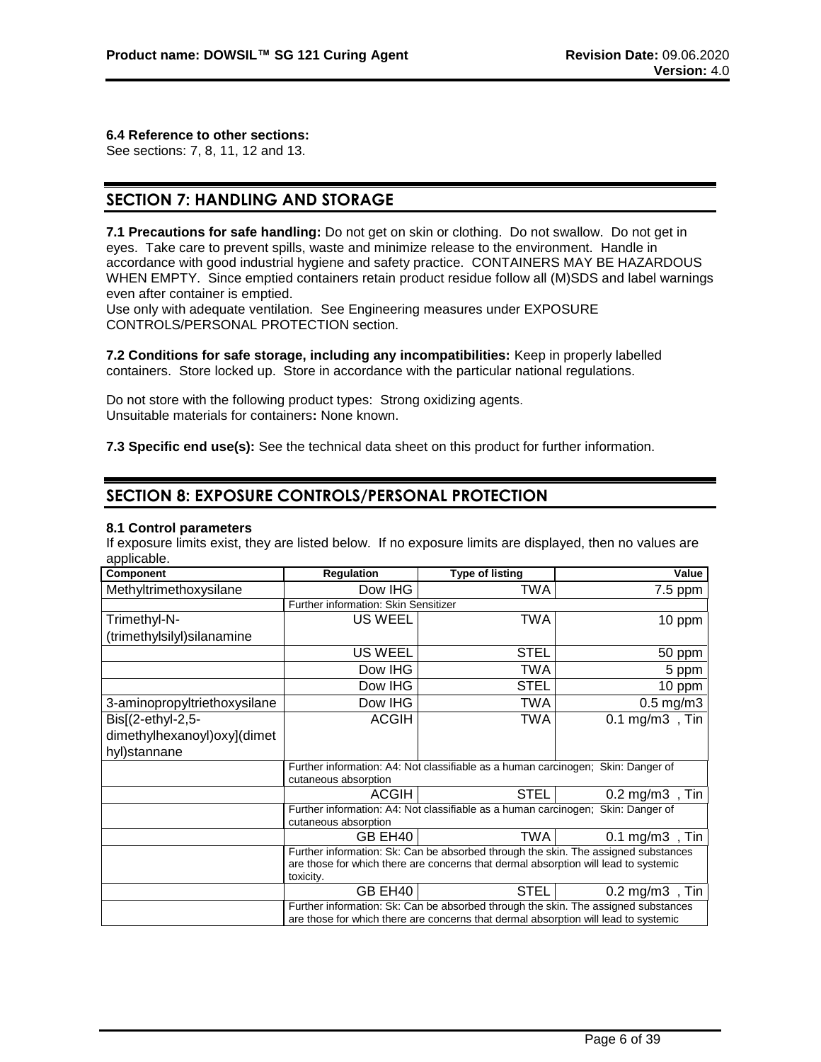**6.4 Reference to other sections:**
See sections: 7, 8, 11, 12 and 13.

## SECTION 7: HANDLING AND STORAGE

**7.1 Precautions for safe handling:** Do not get on skin or clothing. Do not swallow. Do not get in eyes. Take care to prevent spills, waste and minimize release to the environment. Handle in accordance with good industrial hygiene and safety practice. CONTAINERS MAY BE HAZARDOUS WHEN EMPTY. Since emptied containers retain product residue follow all (M)SDS and label warnings even after container is emptied.
Use only with adequate ventilation. See Engineering measures under EXPOSURE CONTROLS/PERSONAL PROTECTION section.

**7.2 Conditions for safe storage, including any incompatibilities:** Keep in properly labelled containers. Store locked up. Store in accordance with the particular national regulations.

Do not store with the following product types: Strong oxidizing agents.
Unsuitable materials for containers**:** None known.

**7.3 Specific end use(s):** See the technical data sheet on this product for further information.

## SECTION 8: EXPOSURE CONTROLS/PERSONAL PROTECTION

**8.1 Control parameters**
If exposure limits exist, they are listed below. If no exposure limits are displayed, then no values are applicable.

| Component | Regulation | Type of listing | Value |
|---|---|---|---|
| Methyltrimethoxysilane | Dow IHG | TWA | 7.5 ppm |
| | Further information: Skin Sensitizer | | |
| Trimethyl-N-(trimethylsilyl)silanamine | US WEEL | TWA | 10 ppm |
| | US WEEL | STEL | 50 ppm |
| | Dow IHG | TWA | 5 ppm |
| | Dow IHG | STEL | 10 ppm |
| 3-aminopropyltriethoxysilane | Dow IHG | TWA | 0.5 mg/m3 |
| Bis[(2-ethyl-2,5-dimethylhexanoyl)oxy](dimethyl)stannane | ACGIH | TWA | 0.1 mg/m3 , Tin |
| | Further information: A4: Not classifiable as a human carcinogen; Skin: Danger of cutaneous absorption | | |
| | ACGIH | STEL | 0.2 mg/m3 , Tin |
| | Further information: A4: Not classifiable as a human carcinogen; Skin: Danger of cutaneous absorption | | |
| | GB EH40 | TWA | 0.1 mg/m3 , Tin |
| | Further information: Sk: Can be absorbed through the skin. The assigned substances are those for which there are concerns that dermal absorption will lead to systemic toxicity. | | |
| | GB EH40 | STEL | 0.2 mg/m3 , Tin |
| | Further information: Sk: Can be absorbed through the skin. The assigned substances are those for which there are concerns that dermal absorption will lead to systemic | | |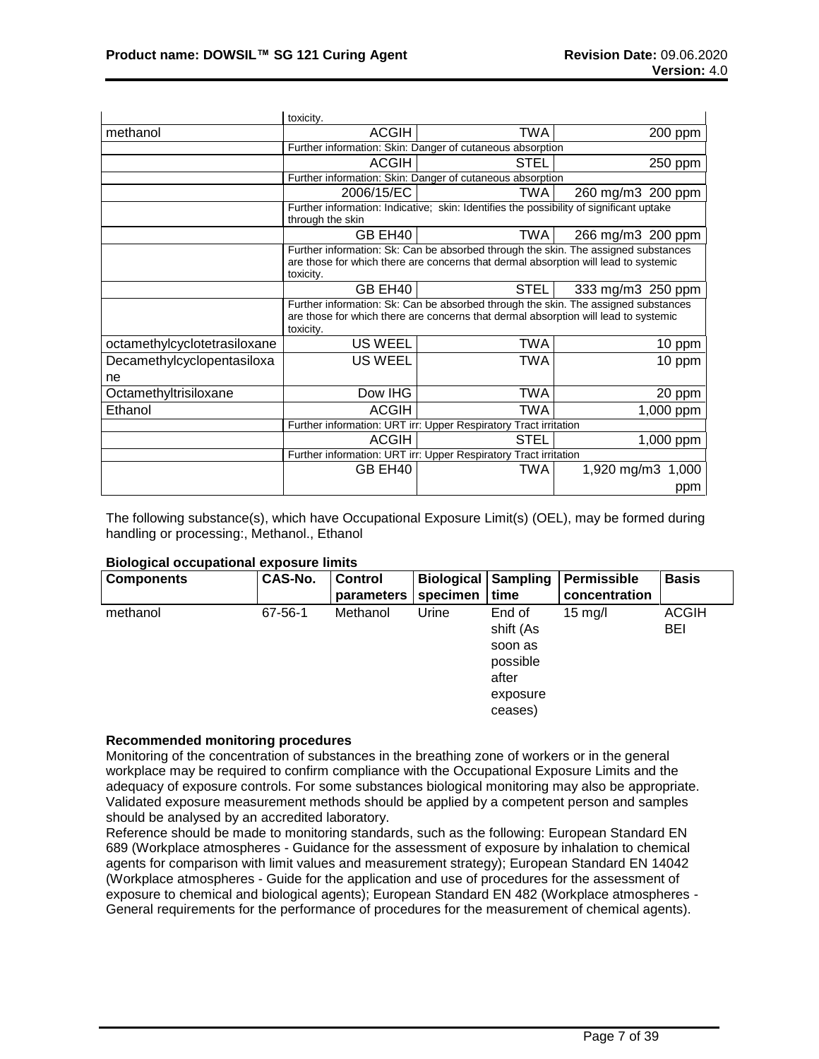| | | | |
|---|---|---|---|
| | toxicity. | | |
| methanol | ACGIH | TWA | 200 ppm |
| | Further information: Skin: Danger of cutaneous absorption | | |
| | ACGIH | STEL | 250 ppm |
| | Further information: Skin: Danger of cutaneous absorption | | |
| | 2006/15/EC | TWA | 260 mg/m3 200 ppm |
| | Further information: Indicative; skin: Identifies the possibility of significant uptake through the skin | | |
| | GB EH40 | TWA | 266 mg/m3 200 ppm |
| | Further information: Sk: Can be absorbed through the skin. The assigned substances are those for which there are concerns that dermal absorption will lead to systemic toxicity. | | |
| | GB EH40 | STEL | 333 mg/m3 250 ppm |
| | Further information: Sk: Can be absorbed through the skin. The assigned substances are those for which there are concerns that dermal absorption will lead to systemic toxicity. | | |
| octamethylcyclotetrasiloxane | US WEEL | TWA | 10 ppm |
| Decamethylcyclopentasiloxane | US WEEL | TWA | 10 ppm |
| Octamethyltrisiloxane | Dow IHG | TWA | 20 ppm |
| Ethanol | ACGIH | TWA | 1,000 ppm |
| | Further information: URT irr: Upper Respiratory Tract irritation | | |
| | ACGIH | STEL | 1,000 ppm |
| | Further information: URT irr: Upper Respiratory Tract irritation | | |
| | GB EH40 | TWA | 1,920 mg/m3 1,000 ppm |

The following substance(s), which have Occupational Exposure Limit(s) (OEL), may be formed during handling or processing:, Methanol., Ethanol

**Biological occupational exposure limits**

| Components | CAS-No. | Control parameters | Biological specimen | Sampling time | Permissible concentration | Basis |
|---|---|---|---|---|---|---|
| methanol | 67-56-1 | Methanol | Urine | End of shift (As soon as possible after exposure ceases) | 15 mg/l | ACGIH BEI |

**Recommended monitoring procedures**

Monitoring of the concentration of substances in the breathing zone of workers or in the general workplace may be required to confirm compliance with the Occupational Exposure Limits and the adequacy of exposure controls. For some substances biological monitoring may also be appropriate. Validated exposure measurement methods should be applied by a competent person and samples should be analysed by an accredited laboratory.

Reference should be made to monitoring standards, such as the following: European Standard EN 689 (Workplace atmospheres - Guidance for the assessment of exposure by inhalation to chemical agents for comparison with limit values and measurement strategy); European Standard EN 14042 (Workplace atmospheres - Guide for the application and use of procedures for the assessment of exposure to chemical and biological agents); European Standard EN 482 (Workplace atmospheres - General requirements for the performance of procedures for the measurement of chemical agents).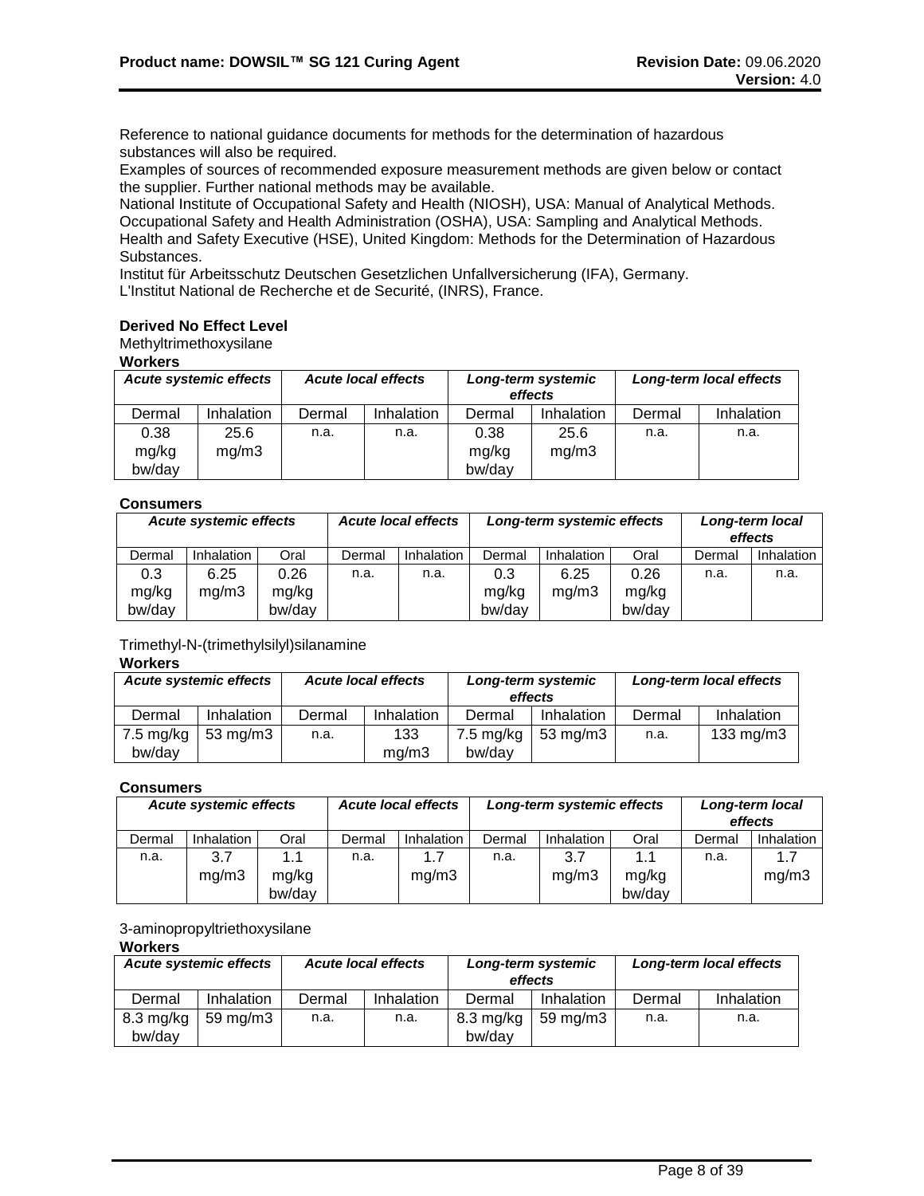Reference to national guidance documents for methods for the determination of hazardous substances will also be required.
Examples of sources of recommended exposure measurement methods are given below or contact the supplier. Further national methods may be available.
National Institute of Occupational Safety and Health (NIOSH), USA: Manual of Analytical Methods.
Occupational Safety and Health Administration (OSHA), USA: Sampling and Analytical Methods.
Health and Safety Executive (HSE), United Kingdom: Methods for the Determination of Hazardous Substances.
Institut für Arbeitsschutz Deutschen Gesetzlichen Unfallversicherung (IFA), Germany.
L'Institut National de Recherche et de Securité, (INRS), France.

**Derived No Effect Level**

Methyltrimethoxysilane

**Workers**

| *Acute systemic effects* | | *Acute local effects* | | *Long-term systemic effects* | | *Long-term local effects* | |
|---|---|---|---|---|---|---|---|
| Dermal | Inhalation | Dermal | Inhalation | Dermal | Inhalation | Dermal | Inhalation |
| 0.38 mg/kg bw/day | 25.6 mg/m3 | n.a. | n.a. | 0.38 mg/kg bw/day | 25.6 mg/m3 | n.a. | n.a. |

**Consumers**

| *Acute systemic effects* | | | *Acute local effects* | | *Long-term systemic effects* | | | *Long-term local effects* | |
|---|---|---|---|---|---|---|---|---|---|
| Dermal | Inhalation | Oral | Dermal | Inhalation | Dermal | Inhalation | Oral | Dermal | Inhalation |
| 0.3 mg/kg bw/day | 6.25 mg/m3 | 0.26 mg/kg bw/day | n.a. | n.a. | 0.3 mg/kg bw/day | 6.25 mg/m3 | 0.26 mg/kg bw/day | n.a. | n.a. |

Trimethyl-N-(trimethylsilyl)silanamine

**Workers**

| *Acute systemic effects* | | *Acute local effects* | | *Long-term systemic effects* | | *Long-term local effects* | |
|---|---|---|---|---|---|---|---|
| Dermal | Inhalation | Dermal | Inhalation | Dermal | Inhalation | Dermal | Inhalation |
| 7.5 mg/kg bw/day | 53 mg/m3 | n.a. | 133 mg/m3 | 7.5 mg/kg bw/day | 53 mg/m3 | n.a. | 133 mg/m3 |

**Consumers**

| *Acute systemic effects* | | | *Acute local effects* | | *Long-term systemic effects* | | | *Long-term local effects* | |
|---|---|---|---|---|---|---|---|---|---|
| Dermal | Inhalation | Oral | Dermal | Inhalation | Dermal | Inhalation | Oral | Dermal | Inhalation |
| n.a. | 3.7 mg/m3 | 1.1 mg/kg bw/day | n.a. | 1.7 mg/m3 | n.a. | 3.7 mg/m3 | 1.1 mg/kg bw/day | n.a. | 1.7 mg/m3 |

3-aminopropyltriethoxysilane

**Workers**

| *Acute systemic effects* | | *Acute local effects* | | *Long-term systemic effects* | | *Long-term local effects* | |
|---|---|---|---|---|---|---|---|
| Dermal | Inhalation | Dermal | Inhalation | Dermal | Inhalation | Dermal | Inhalation |
| 8.3 mg/kg bw/day | 59 mg/m3 | n.a. | n.a. | 8.3 mg/kg bw/day | 59 mg/m3 | n.a. | n.a. |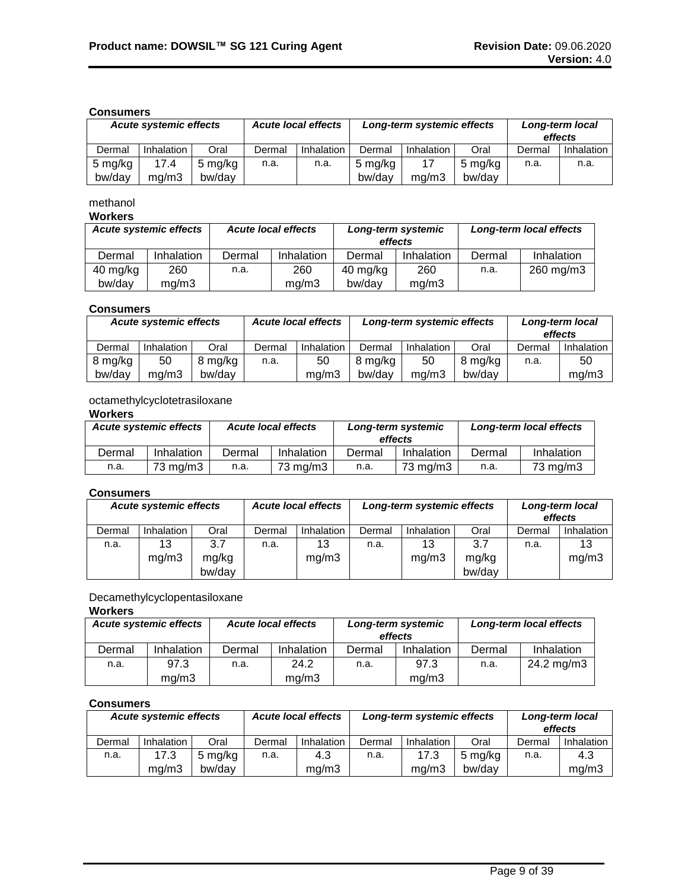**Consumers**

| *Acute systemic effects* | | | *Acute local effects* | | *Long-term systemic effects* | | | *Long-term local effects* | |
|---|---|---|---|---|---|---|---|---|---|
| Dermal | Inhalation | Oral | Dermal | Inhalation | Dermal | Inhalation | Oral | Dermal | Inhalation |
| 5 mg/kg bw/day | 17.4 mg/m3 | 5 mg/kg bw/day | n.a. | n.a. | 5 mg/kg bw/day | 17 mg/m3 | 5 mg/kg bw/day | n.a. | n.a. |

methanol

**Workers**

| *Acute systemic effects* | | *Acute local effects* | | *Long-term systemic effects* | | *Long-term local effects* | |
|---|---|---|---|---|---|---|---|
| Dermal | Inhalation | Dermal | Inhalation | Dermal | Inhalation | Dermal | Inhalation |
| 40 mg/kg bw/day | 260 mg/m3 | n.a. | 260 mg/m3 | 40 mg/kg bw/day | 260 mg/m3 | n.a. | 260 mg/m3 |

**Consumers**

| *Acute systemic effects* | | | *Acute local effects* | | *Long-term systemic effects* | | | *Long-term local effects* | |
|---|---|---|---|---|---|---|---|---|---|
| Dermal | Inhalation | Oral | Dermal | Inhalation | Dermal | Inhalation | Oral | Dermal | Inhalation |
| 8 mg/kg bw/day | 50 mg/m3 | 8 mg/kg bw/day | n.a. | 50 mg/m3 | 8 mg/kg bw/day | 50 mg/m3 | 8 mg/kg bw/day | n.a. | 50 mg/m3 |

octamethylcyclotetrasiloxane

**Workers**

| *Acute systemic effects* | | *Acute local effects* | | *Long-term systemic effects* | | *Long-term local effects* | |
|---|---|---|---|---|---|---|---|
| Dermal | Inhalation | Dermal | Inhalation | Dermal | Inhalation | Dermal | Inhalation |
| n.a. | 73 mg/m3 | n.a. | 73 mg/m3 | n.a. | 73 mg/m3 | n.a. | 73 mg/m3 |

**Consumers**

| *Acute systemic effects* | | | *Acute local effects* | | *Long-term systemic effects* | | | *Long-term local effects* | |
|---|---|---|---|---|---|---|---|---|---|
| Dermal | Inhalation | Oral | Dermal | Inhalation | Dermal | Inhalation | Oral | Dermal | Inhalation |
| n.a. | 13 mg/m3 | 3.7 mg/kg bw/day | n.a. | 13 mg/m3 | n.a. | 13 mg/m3 | 3.7 mg/kg bw/day | n.a. | 13 mg/m3 |

Decamethylcyclopentasiloxane

**Workers**

| *Acute systemic effects* | | *Acute local effects* | | *Long-term systemic effects* | | *Long-term local effects* | |
|---|---|---|---|---|---|---|---|
| Dermal | Inhalation | Dermal | Inhalation | Dermal | Inhalation | Dermal | Inhalation |
| n.a. | 97.3 mg/m3 | n.a. | 24.2 mg/m3 | n.a. | 97.3 mg/m3 | n.a. | 24.2 mg/m3 |

**Consumers**

| *Acute systemic effects* | | | *Acute local effects* | | *Long-term systemic effects* | | | *Long-term local effects* | |
|---|---|---|---|---|---|---|---|---|---|
| Dermal | Inhalation | Oral | Dermal | Inhalation | Dermal | Inhalation | Oral | Dermal | Inhalation |
| n.a. | 17.3 mg/m3 | 5 mg/kg bw/day | n.a. | 4.3 mg/m3 | n.a. | 17.3 mg/m3 | 5 mg/kg bw/day | n.a. | 4.3 mg/m3 |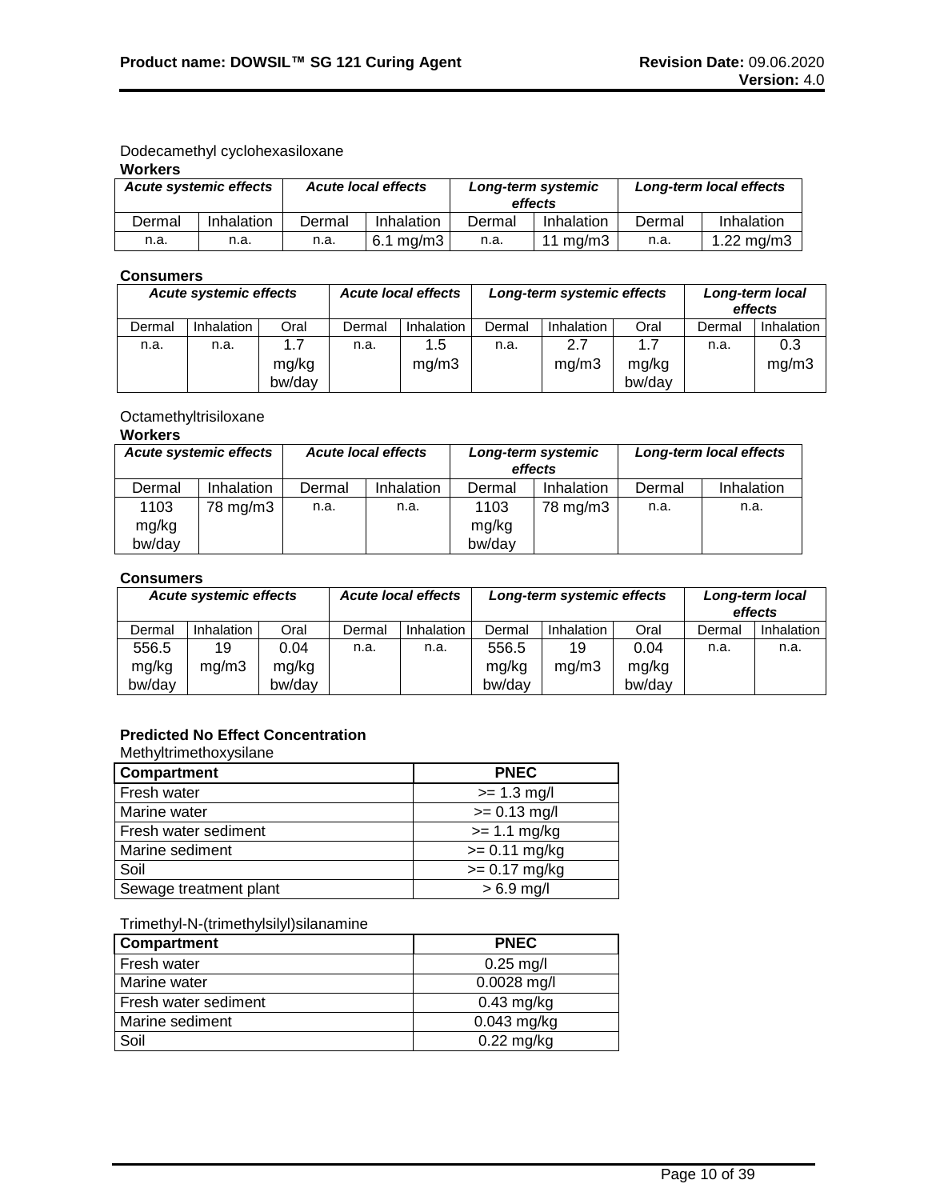Dodecamethyl cyclohexasiloxane

**Workers**

| *Acute systemic effects* | | *Acute local effects* | | *Long-term systemic effects* | | *Long-term local effects* | |
|---|---|---|---|---|---|---|---|
| Dermal | Inhalation | Dermal | Inhalation | Dermal | Inhalation | Dermal | Inhalation |
| n.a. | n.a. | n.a. | 6.1 mg/m3 | n.a. | 11 mg/m3 | n.a. | 1.22 mg/m3 |

**Consumers**

| *Acute systemic effects* | | | *Acute local effects* | | *Long-term systemic effects* | | | *Long-term local effects* | |
|---|---|---|---|---|---|---|---|---|---|
| Dermal | Inhalation | Oral | Dermal | Inhalation | Dermal | Inhalation | Oral | Dermal | Inhalation |
| n.a. | n.a. | 1.7 mg/kg bw/day | n.a. | 1.5 mg/m3 | n.a. | 2.7 mg/m3 | 1.7 mg/kg bw/day | n.a. | 0.3 mg/m3 |

Octamethyltrisiloxane

**Workers**

| *Acute systemic effects* | | *Acute local effects* | | *Long-term systemic effects* | | *Long-term local effects* | |
|---|---|---|---|---|---|---|---|
| Dermal | Inhalation | Dermal | Inhalation | Dermal | Inhalation | Dermal | Inhalation |
| 1103 mg/kg bw/day | 78 mg/m3 | n.a. | n.a. | 1103 mg/kg bw/day | 78 mg/m3 | n.a. | n.a. |

**Consumers**

| *Acute systemic effects* | | | *Acute local effects* | | *Long-term systemic effects* | | | *Long-term local effects* | |
|---|---|---|---|---|---|---|---|---|---|
| Dermal | Inhalation | Oral | Dermal | Inhalation | Dermal | Inhalation | Oral | Dermal | Inhalation |
| 556.5 mg/kg bw/day | 19 mg/m3 | 0.04 mg/kg bw/day | n.a. | n.a. | 556.5 mg/kg bw/day | 19 mg/m3 | 0.04 mg/kg bw/day | n.a. | n.a. |

**Predicted No Effect Concentration**

Methyltrimethoxysilane

| Compartment | PNEC |
|---|---|
| Fresh water | >= 1.3 mg/l |
| Marine water | >= 0.13 mg/l |
| Fresh water sediment | >= 1.1 mg/kg |
| Marine sediment | >= 0.11 mg/kg |
| Soil | >= 0.17 mg/kg |
| Sewage treatment plant | > 6.9 mg/l |

Trimethyl-N-(trimethylsilyl)silanamine

| Compartment | PNEC |
|---|---|
| Fresh water | 0.25 mg/l |
| Marine water | 0.0028 mg/l |
| Fresh water sediment | 0.43 mg/kg |
| Marine sediment | 0.043 mg/kg |
| Soil | 0.22 mg/kg |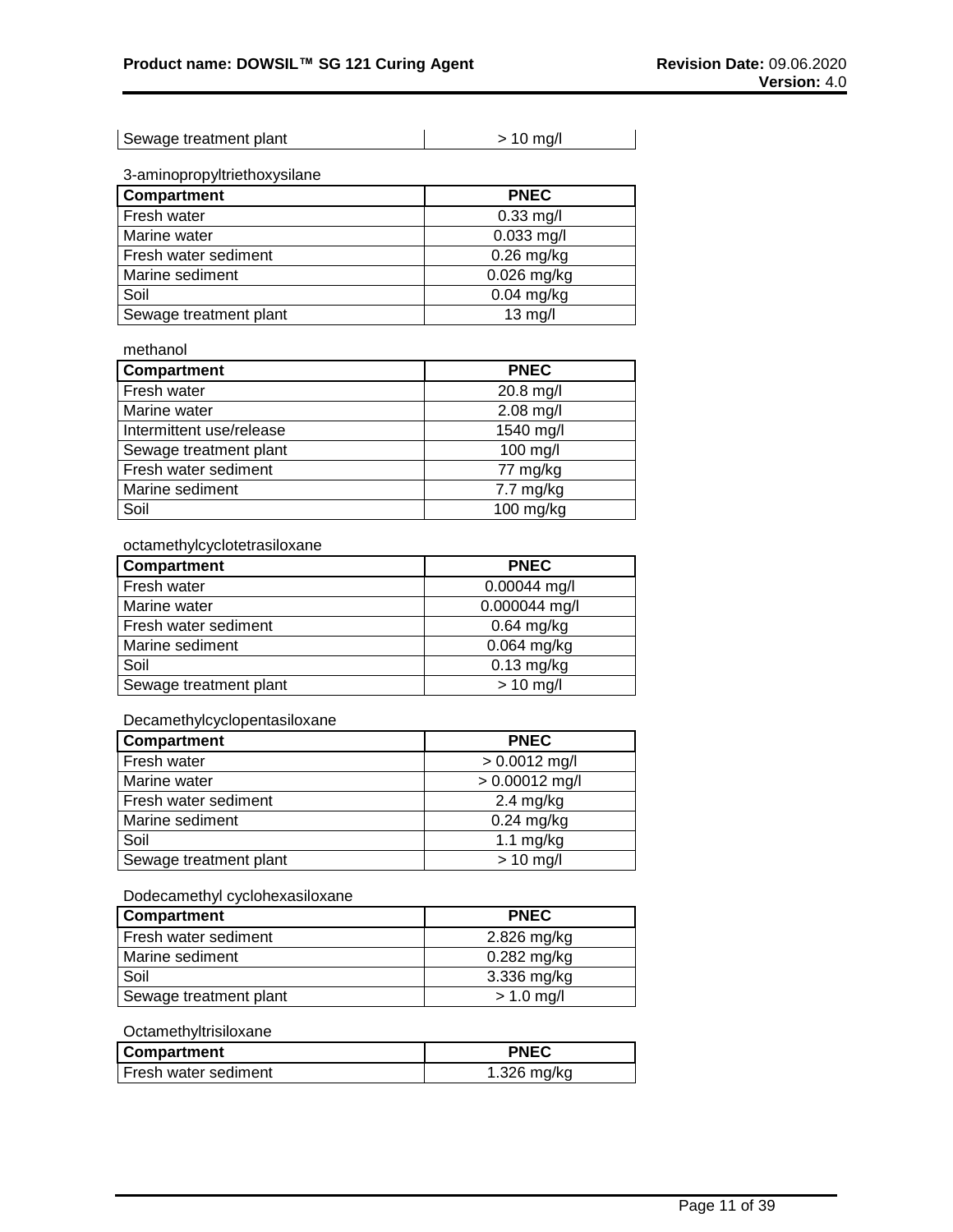| Sewage treatment plant | > 10 mg/l |
|---|---|

3-aminopropyltriethoxysilane

| Compartment | PNEC |
|---|---|
| Fresh water | 0.33 mg/l |
| Marine water | 0.033 mg/l |
| Fresh water sediment | 0.26 mg/kg |
| Marine sediment | 0.026 mg/kg |
| Soil | 0.04 mg/kg |
| Sewage treatment plant | 13 mg/l |

methanol

| Compartment | PNEC |
|---|---|
| Fresh water | 20.8 mg/l |
| Marine water | 2.08 mg/l |
| Intermittent use/release | 1540 mg/l |
| Sewage treatment plant | 100 mg/l |
| Fresh water sediment | 77 mg/kg |
| Marine sediment | 7.7 mg/kg |
| Soil | 100 mg/kg |

octamethylcyclotetrasiloxane

| Compartment | PNEC |
|---|---|
| Fresh water | 0.00044 mg/l |
| Marine water | 0.000044 mg/l |
| Fresh water sediment | 0.64 mg/kg |
| Marine sediment | 0.064 mg/kg |
| Soil | 0.13 mg/kg |
| Sewage treatment plant | > 10 mg/l |

Decamethylcyclopentasiloxane

| Compartment | PNEC |
|---|---|
| Fresh water | > 0.0012 mg/l |
| Marine water | > 0.00012 mg/l |
| Fresh water sediment | 2.4 mg/kg |
| Marine sediment | 0.24 mg/kg |
| Soil | 1.1 mg/kg |
| Sewage treatment plant | > 10 mg/l |

Dodecamethyl cyclohexasiloxane

| Compartment | PNEC |
|---|---|
| Fresh water sediment | 2.826 mg/kg |
| Marine sediment | 0.282 mg/kg |
| Soil | 3.336 mg/kg |
| Sewage treatment plant | > 1.0 mg/l |

Octamethyltrisiloxane

| Compartment | PNEC |
|---|---|
| Fresh water sediment | 1.326 mg/kg |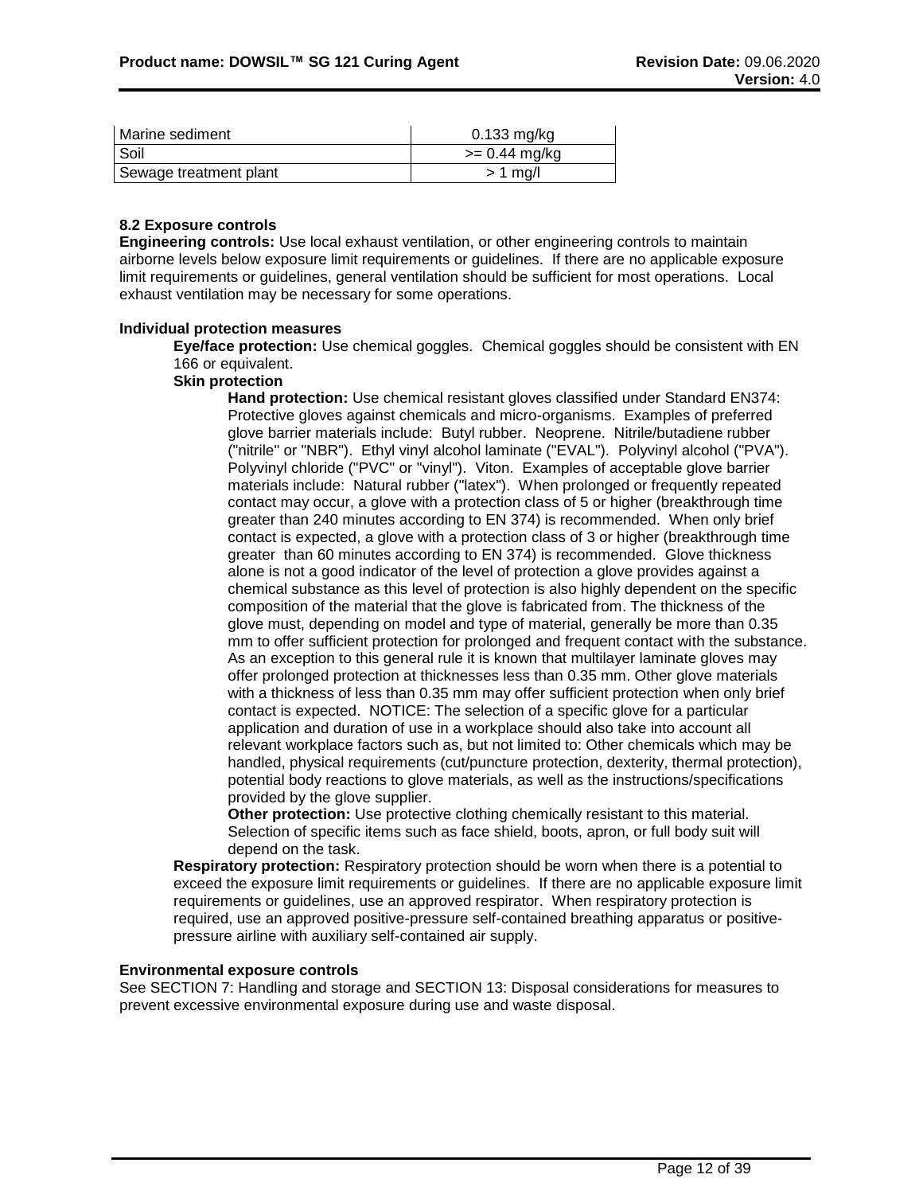| Marine sediment | 0.133 mg/kg |
| --- | --- |
| Soil | >= 0.44 mg/kg |
| Sewage treatment plant | > 1 mg/l |

### 8.2 Exposure controls

**Engineering controls:** Use local exhaust ventilation, or other engineering controls to maintain airborne levels below exposure limit requirements or guidelines. If there are no applicable exposure limit requirements or guidelines, general ventilation should be sufficient for most operations. Local exhaust ventilation may be necessary for some operations.

**Individual protection measures**

**Eye/face protection:** Use chemical goggles. Chemical goggles should be consistent with EN 166 or equivalent.

**Skin protection**

**Hand protection:** Use chemical resistant gloves classified under Standard EN374: Protective gloves against chemicals and micro-organisms. Examples of preferred glove barrier materials include: Butyl rubber. Neoprene. Nitrile/butadiene rubber ("nitrile" or "NBR"). Ethyl vinyl alcohol laminate ("EVAL"). Polyvinyl alcohol ("PVA"). Polyvinyl chloride ("PVC" or "vinyl"). Viton. Examples of acceptable glove barrier materials include: Natural rubber ("latex"). When prolonged or frequently repeated contact may occur, a glove with a protection class of 5 or higher (breakthrough time greater than 240 minutes according to EN 374) is recommended. When only brief contact is expected, a glove with a protection class of 3 or higher (breakthrough time greater than 60 minutes according to EN 374) is recommended. Glove thickness alone is not a good indicator of the level of protection a glove provides against a chemical substance as this level of protection is also highly dependent on the specific composition of the material that the glove is fabricated from. The thickness of the glove must, depending on model and type of material, generally be more than 0.35 mm to offer sufficient protection for prolonged and frequent contact with the substance. As an exception to this general rule it is known that multilayer laminate gloves may offer prolonged protection at thicknesses less than 0.35 mm. Other glove materials with a thickness of less than 0.35 mm may offer sufficient protection when only brief contact is expected. NOTICE: The selection of a specific glove for a particular application and duration of use in a workplace should also take into account all relevant workplace factors such as, but not limited to: Other chemicals which may be handled, physical requirements (cut/puncture protection, dexterity, thermal protection), potential body reactions to glove materials, as well as the instructions/specifications provided by the glove supplier.

**Other protection:** Use protective clothing chemically resistant to this material. Selection of specific items such as face shield, boots, apron, or full body suit will depend on the task.

**Respiratory protection:** Respiratory protection should be worn when there is a potential to exceed the exposure limit requirements or guidelines. If there are no applicable exposure limit requirements or guidelines, use an approved respirator. When respiratory protection is required, use an approved positive-pressure self-contained breathing apparatus or positive-pressure airline with auxiliary self-contained air supply.

**Environmental exposure controls**

See SECTION 7: Handling and storage and SECTION 13: Disposal considerations for measures to prevent excessive environmental exposure during use and waste disposal.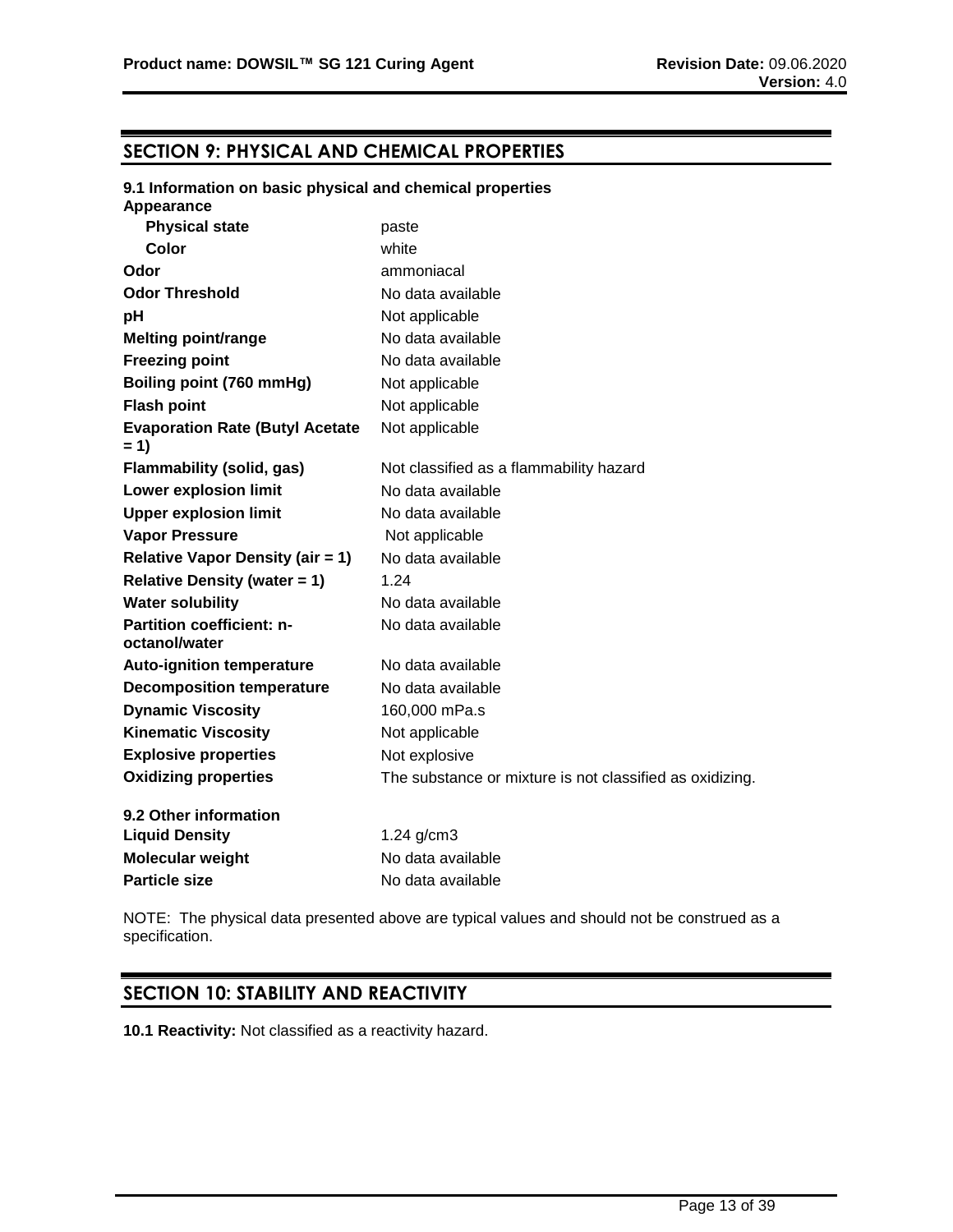## SECTION 9: PHYSICAL AND CHEMICAL PROPERTIES

**9.1 Information on basic physical and chemical properties**

| Property | Value |
|---|---|
| **Appearance** | |
| **Physical state** | paste |
| **Color** | white |
| **Odor** | ammoniacal |
| **Odor Threshold** | No data available |
| **pH** | Not applicable |
| **Melting point/range** | No data available |
| **Freezing point** | No data available |
| **Boiling point (760 mmHg)** | Not applicable |
| **Flash point** | Not applicable |
| **Evaporation Rate (Butyl Acetate = 1)** | Not applicable |
| **Flammability (solid, gas)** | Not classified as a flammability hazard |
| **Lower explosion limit** | No data available |
| **Upper explosion limit** | No data available |
| **Vapor Pressure** | Not applicable |
| **Relative Vapor Density (air = 1)** | No data available |
| **Relative Density (water = 1)** | 1.24 |
| **Water solubility** | No data available |
| **Partition coefficient: n-octanol/water** | No data available |
| **Auto-ignition temperature** | No data available |
| **Decomposition temperature** | No data available |
| **Dynamic Viscosity** | 160,000 mPa.s |
| **Kinematic Viscosity** | Not applicable |
| **Explosive properties** | Not explosive |
| **Oxidizing properties** | The substance or mixture is not classified as oxidizing. |

**9.2 Other information**

| Property | Value |
|---|---|
| **Liquid Density** | 1.24 g/cm3 |
| **Molecular weight** | No data available |
| **Particle size** | No data available |

NOTE: The physical data presented above are typical values and should not be construed as a specification.

## SECTION 10: STABILITY AND REACTIVITY

**10.1 Reactivity:** Not classified as a reactivity hazard.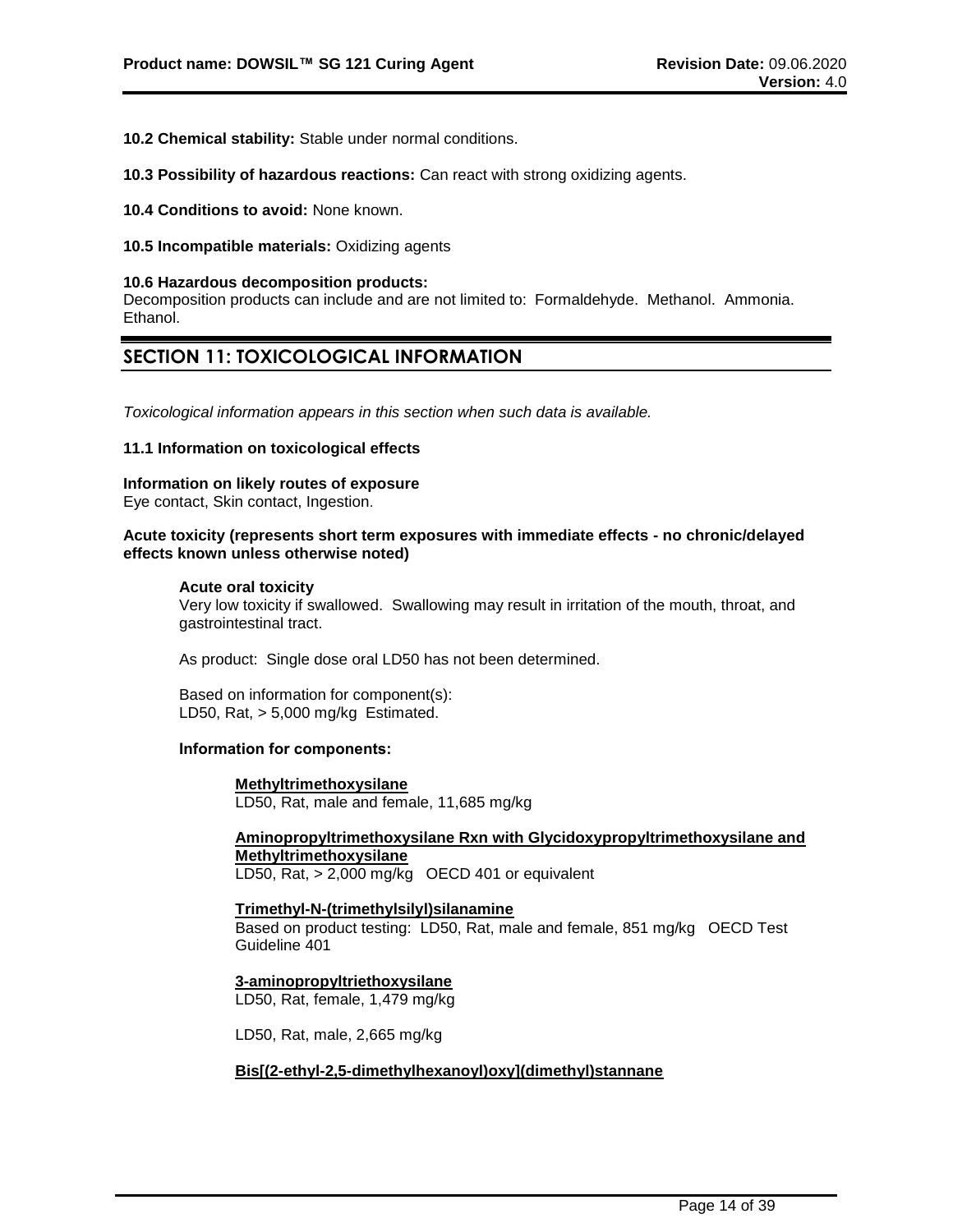**10.2 Chemical stability:** Stable under normal conditions.

**10.3 Possibility of hazardous reactions:** Can react with strong oxidizing agents.

**10.4 Conditions to avoid:** None known.

**10.5 Incompatible materials:** Oxidizing agents

**10.6 Hazardous decomposition products:**
Decomposition products can include and are not limited to: Formaldehyde. Methanol. Ammonia. Ethanol.

## SECTION 11: TOXICOLOGICAL INFORMATION

*Toxicological information appears in this section when such data is available.*

**11.1 Information on toxicological effects**

**Information on likely routes of exposure**
Eye contact, Skin contact, Ingestion.

**Acute toxicity (represents short term exposures with immediate effects - no chronic/delayed effects known unless otherwise noted)**

**Acute oral toxicity**
Very low toxicity if swallowed. Swallowing may result in irritation of the mouth, throat, and gastrointestinal tract.

As product: Single dose oral LD50 has not been determined.

Based on information for component(s):
LD50, Rat, > 5,000 mg/kg Estimated.

**Information for components:**

**Methyltrimethoxysilane**
LD50, Rat, male and female, 11,685 mg/kg

**Aminopropyltrimethoxysilane Rxn with Glycidoxypropyltrimethoxysilane and Methyltrimethoxysilane**
LD50, Rat, > 2,000 mg/kg OECD 401 or equivalent

**Trimethyl-N-(trimethylsilyl)silanamine**
Based on product testing: LD50, Rat, male and female, 851 mg/kg OECD Test Guideline 401

**3-aminopropyltriethoxysilane**
LD50, Rat, female, 1,479 mg/kg

LD50, Rat, male, 2,665 mg/kg

**Bis[(2-ethyl-2,5-dimethylhexanoyl)oxy](dimethyl)stannane**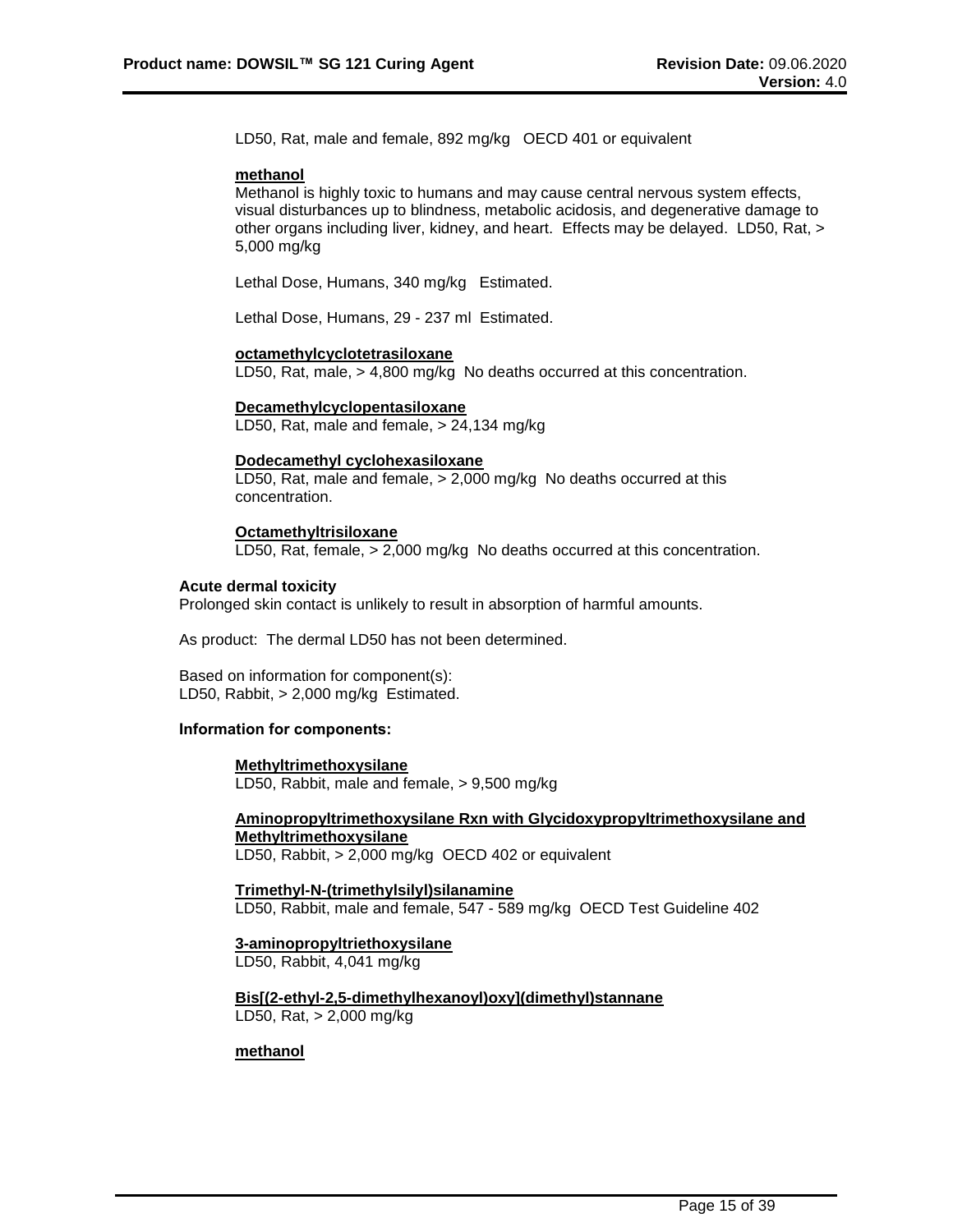LD50, Rat, male and female, 892 mg/kg   OECD 401 or equivalent

**methanol**
Methanol is highly toxic to humans and may cause central nervous system effects, visual disturbances up to blindness, metabolic acidosis, and degenerative damage to other organs including liver, kidney, and heart.  Effects may be delayed.  LD50, Rat, > 5,000 mg/kg

Lethal Dose, Humans, 340 mg/kg   Estimated.

Lethal Dose, Humans, 29 - 237 ml  Estimated.

**octamethylcyclotetrasiloxane**
LD50, Rat, male, > 4,800 mg/kg  No deaths occurred at this concentration.

**Decamethylcyclopentasiloxane**
LD50, Rat, male and female, > 24,134 mg/kg

**Dodecamethyl cyclohexasiloxane**
LD50, Rat, male and female, > 2,000 mg/kg  No deaths occurred at this concentration.

**Octamethyltrisiloxane**
LD50, Rat, female, > 2,000 mg/kg  No deaths occurred at this concentration.

**Acute dermal toxicity**
Prolonged skin contact is unlikely to result in absorption of harmful amounts.

As product:  The dermal LD50 has not been determined.

Based on information for component(s):
LD50, Rabbit, > 2,000 mg/kg  Estimated.

**Information for components:**

**Methyltrimethoxysilane**
LD50, Rabbit, male and female, > 9,500 mg/kg

**Aminopropyltrimethoxysilane Rxn with Glycidoxypropyltrimethoxysilane and Methyltrimethoxysilane**
LD50, Rabbit, > 2,000 mg/kg  OECD 402 or equivalent

**Trimethyl-N-(trimethylsilyl)silanamine**
LD50, Rabbit, male and female, 547 - 589 mg/kg  OECD Test Guideline 402

**3-aminopropyltriethoxysilane**
LD50, Rabbit, 4,041 mg/kg

**Bis[(2-ethyl-2,5-dimethylhexanoyl)oxy](dimethyl)stannane**
LD50, Rat, > 2,000 mg/kg

**methanol**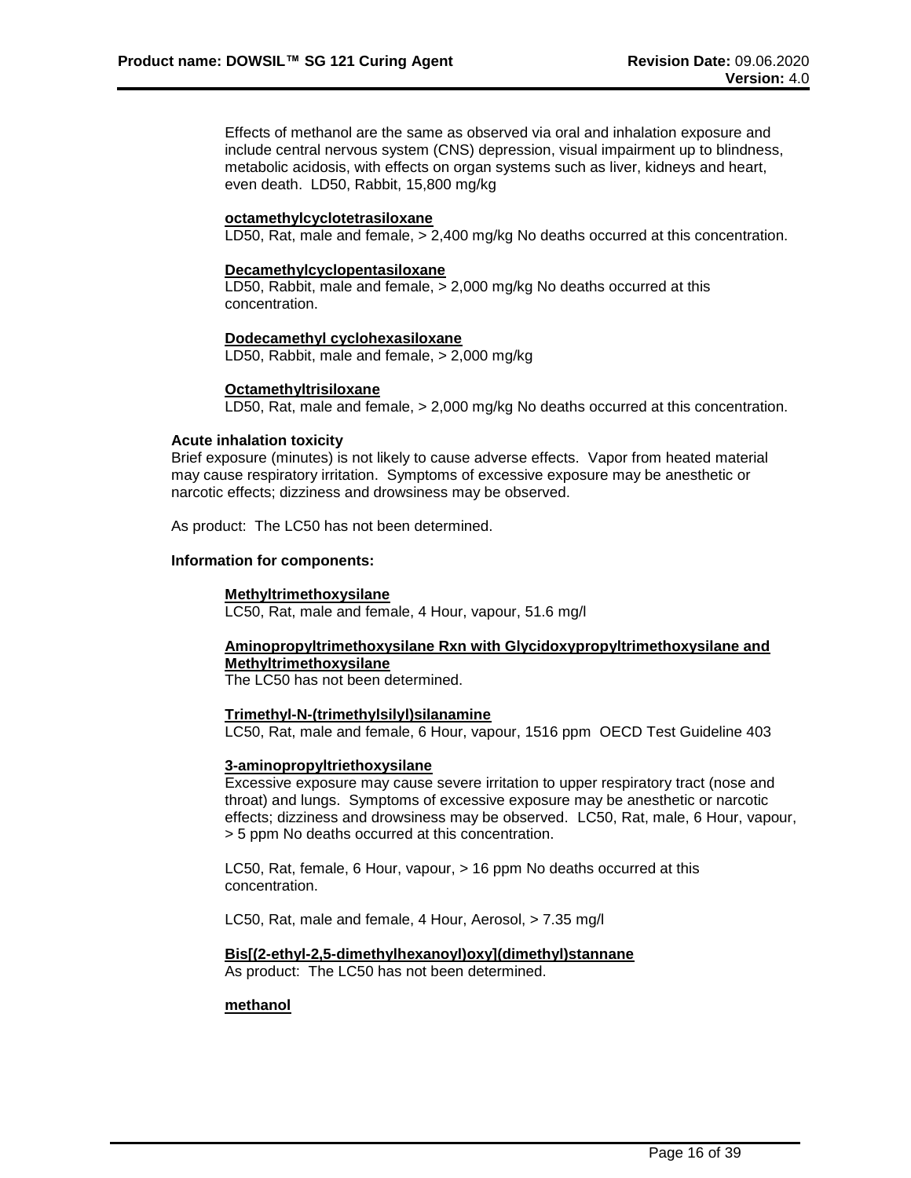Effects of methanol are the same as observed via oral and inhalation exposure and include central nervous system (CNS) depression, visual impairment up to blindness, metabolic acidosis, with effects on organ systems such as liver, kidneys and heart, even death. LD50, Rabbit, 15,800 mg/kg

**octamethylcyclotetrasiloxane**
LD50, Rat, male and female, > 2,400 mg/kg No deaths occurred at this concentration.

**Decamethylcyclopentasiloxane**
LD50, Rabbit, male and female, > 2,000 mg/kg No deaths occurred at this concentration.

**Dodecamethyl cyclohexasiloxane**
LD50, Rabbit, male and female, > 2,000 mg/kg

**Octamethyltrisiloxane**
LD50, Rat, male and female, > 2,000 mg/kg No deaths occurred at this concentration.

**Acute inhalation toxicity**
Brief exposure (minutes) is not likely to cause adverse effects. Vapor from heated material may cause respiratory irritation. Symptoms of excessive exposure may be anesthetic or narcotic effects; dizziness and drowsiness may be observed.

As product: The LC50 has not been determined.

**Information for components:**

**Methyltrimethoxysilane**
LC50, Rat, male and female, 4 Hour, vapour, 51.6 mg/l

**Aminopropyltrimethoxysilane Rxn with Glycidoxypropyltrimethoxysilane and Methyltrimethoxysilane**
The LC50 has not been determined.

**Trimethyl-N-(trimethylsilyl)silanamine**
LC50, Rat, male and female, 6 Hour, vapour, 1516 ppm OECD Test Guideline 403

**3-aminopropyltriethoxysilane**
Excessive exposure may cause severe irritation to upper respiratory tract (nose and throat) and lungs. Symptoms of excessive exposure may be anesthetic or narcotic effects; dizziness and drowsiness may be observed. LC50, Rat, male, 6 Hour, vapour, > 5 ppm No deaths occurred at this concentration.

LC50, Rat, female, 6 Hour, vapour, > 16 ppm No deaths occurred at this concentration.

LC50, Rat, male and female, 4 Hour, Aerosol, > 7.35 mg/l

**Bis[(2-ethyl-2,5-dimethylhexanoyl)oxy](dimethyl)stannane**
As product: The LC50 has not been determined.

**methanol**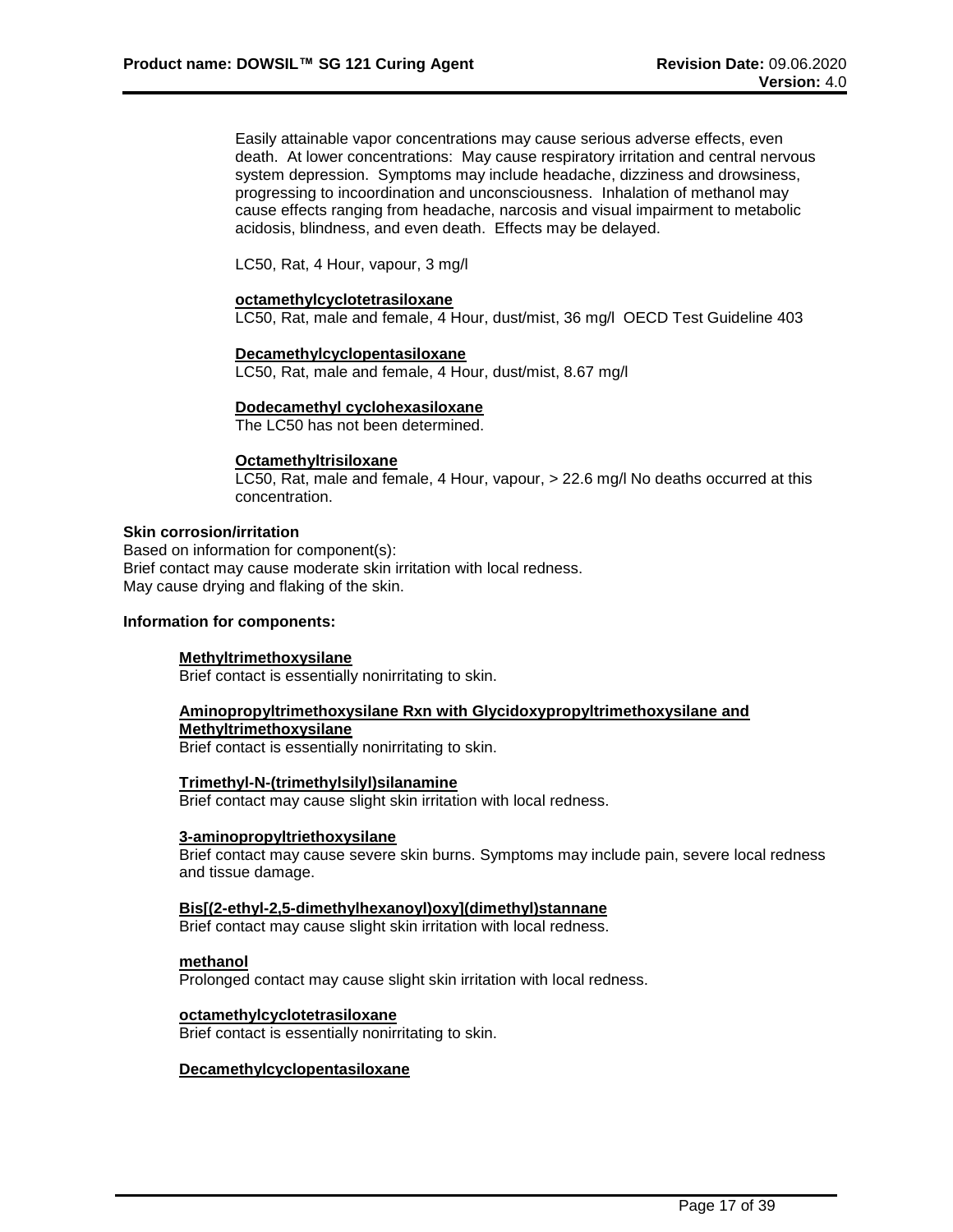Easily attainable vapor concentrations may cause serious adverse effects, even death. At lower concentrations: May cause respiratory irritation and central nervous system depression. Symptoms may include headache, dizziness and drowsiness, progressing to incoordination and unconsciousness. Inhalation of methanol may cause effects ranging from headache, narcosis and visual impairment to metabolic acidosis, blindness, and even death. Effects may be delayed.

LC50, Rat, 4 Hour, vapour, 3 mg/l

**octamethylcyclotetrasiloxane**
LC50, Rat, male and female, 4 Hour, dust/mist, 36 mg/l OECD Test Guideline 403

**Decamethylcyclopentasiloxane**
LC50, Rat, male and female, 4 Hour, dust/mist, 8.67 mg/l

**Dodecamethyl cyclohexasiloxane**
The LC50 has not been determined.

**Octamethyltrisiloxane**
LC50, Rat, male and female, 4 Hour, vapour, > 22.6 mg/l No deaths occurred at this concentration.

**Skin corrosion/irritation**

Based on information for component(s):
Brief contact may cause moderate skin irritation with local redness.
May cause drying and flaking of the skin.

**Information for components:**

**Methyltrimethoxysilane**
Brief contact is essentially nonirritating to skin.

**Aminopropyltrimethoxysilane Rxn with Glycidoxypropyltrimethoxysilane and Methyltrimethoxysilane**
Brief contact is essentially nonirritating to skin.

**Trimethyl-N-(trimethylsilyl)silanamine**
Brief contact may cause slight skin irritation with local redness.

**3-aminopropyltriethoxysilane**
Brief contact may cause severe skin burns. Symptoms may include pain, severe local redness and tissue damage.

**Bis[(2-ethyl-2,5-dimethylhexanoyl)oxy](dimethyl)stannane**
Brief contact may cause slight skin irritation with local redness.

**methanol**
Prolonged contact may cause slight skin irritation with local redness.

**octamethylcyclotetrasiloxane**
Brief contact is essentially nonirritating to skin.

**Decamethylcyclopentasiloxane**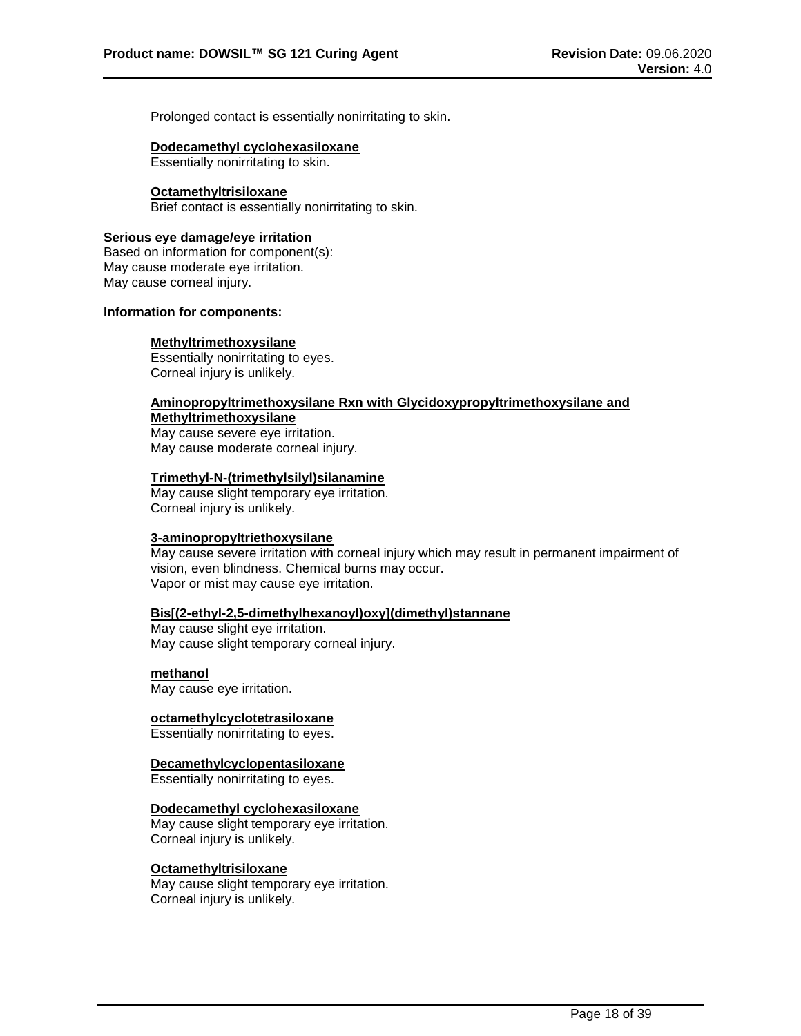Prolonged contact is essentially nonirritating to skin.

**Dodecamethyl cyclohexasiloxane**
Essentially nonirritating to skin.

**Octamethyltrisiloxane**
Brief contact is essentially nonirritating to skin.

**Serious eye damage/eye irritation**
Based on information for component(s):
May cause moderate eye irritation.
May cause corneal injury.

**Information for components:**

**Methyltrimethoxysilane**
Essentially nonirritating to eyes.
Corneal injury is unlikely.

**Aminopropyltrimethoxysilane Rxn with Glycidoxypropyltrimethoxysilane and Methyltrimethoxysilane**
May cause severe eye irritation.
May cause moderate corneal injury.

**Trimethyl-N-(trimethylsilyl)silanamine**
May cause slight temporary eye irritation.
Corneal injury is unlikely.

**3-aminopropyltriethoxysilane**
May cause severe irritation with corneal injury which may result in permanent impairment of vision, even blindness. Chemical burns may occur.
Vapor or mist may cause eye irritation.

**Bis[(2-ethyl-2,5-dimethylhexanoyl)oxy](dimethyl)stannane**
May cause slight eye irritation.
May cause slight temporary corneal injury.

**methanol**
May cause eye irritation.

**octamethylcyclotetrasiloxane**
Essentially nonirritating to eyes.

**Decamethylcyclopentasiloxane**
Essentially nonirritating to eyes.

**Dodecamethyl cyclohexasiloxane**
May cause slight temporary eye irritation.
Corneal injury is unlikely.

**Octamethyltrisiloxane**
May cause slight temporary eye irritation.
Corneal injury is unlikely.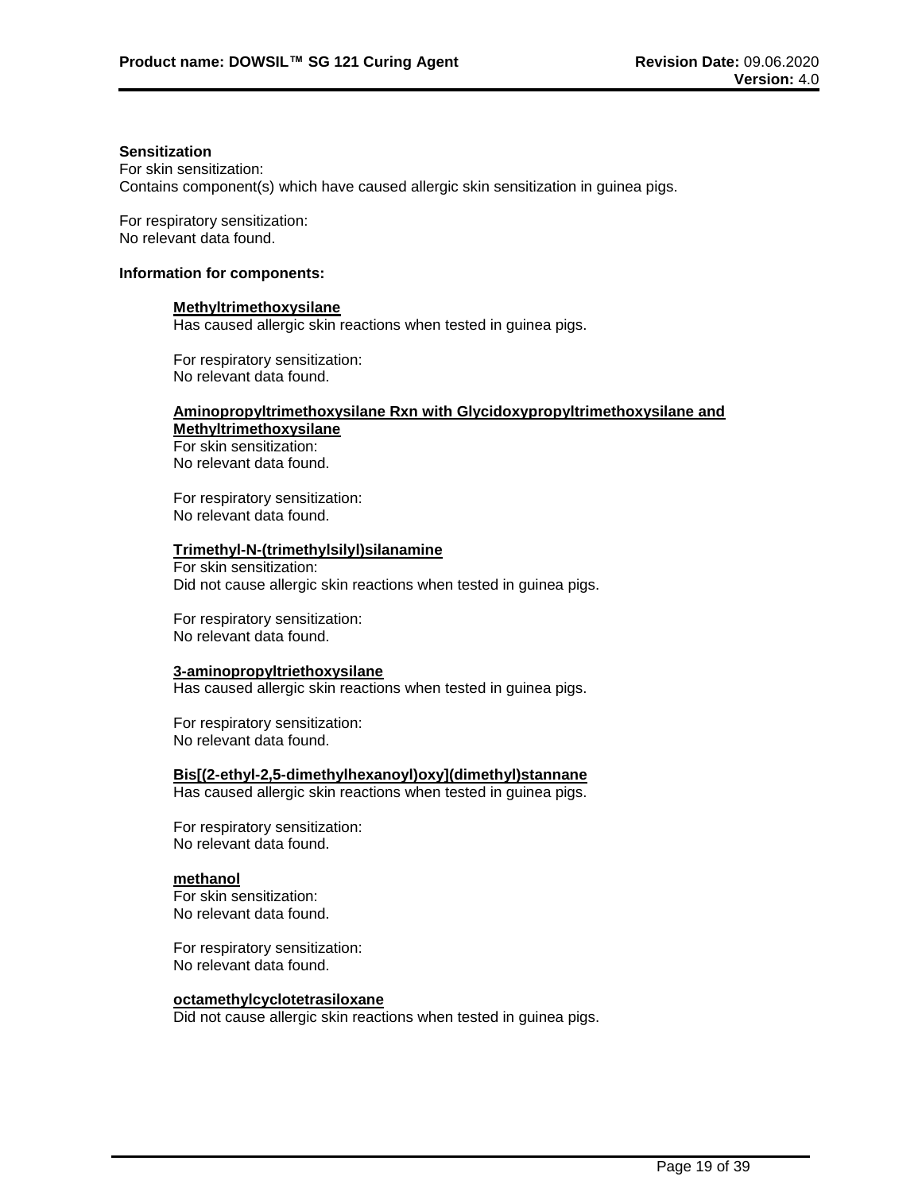**Sensitization**

For skin sensitization:
Contains component(s) which have caused allergic skin sensitization in guinea pigs.

For respiratory sensitization:
No relevant data found.

**Information for components:**

**Methyltrimethoxysilane**

Has caused allergic skin reactions when tested in guinea pigs.

For respiratory sensitization:
No relevant data found.

**Aminopropyltrimethoxysilane Rxn with Glycidoxypropyltrimethoxysilane and Methyltrimethoxysilane**

For skin sensitization:
No relevant data found.

For respiratory sensitization:
No relevant data found.

**Trimethyl-N-(trimethylsilyl)silanamine**

For skin sensitization:
Did not cause allergic skin reactions when tested in guinea pigs.

For respiratory sensitization:
No relevant data found.

**3-aminopropyltriethoxysilane**

Has caused allergic skin reactions when tested in guinea pigs.

For respiratory sensitization:
No relevant data found.

**Bis[(2-ethyl-2,5-dimethylhexanoyl)oxy](dimethyl)stannane**

Has caused allergic skin reactions when tested in guinea pigs.

For respiratory sensitization:
No relevant data found.

**methanol**

For skin sensitization:
No relevant data found.

For respiratory sensitization:
No relevant data found.

**octamethylcyclotetrasiloxane**

Did not cause allergic skin reactions when tested in guinea pigs.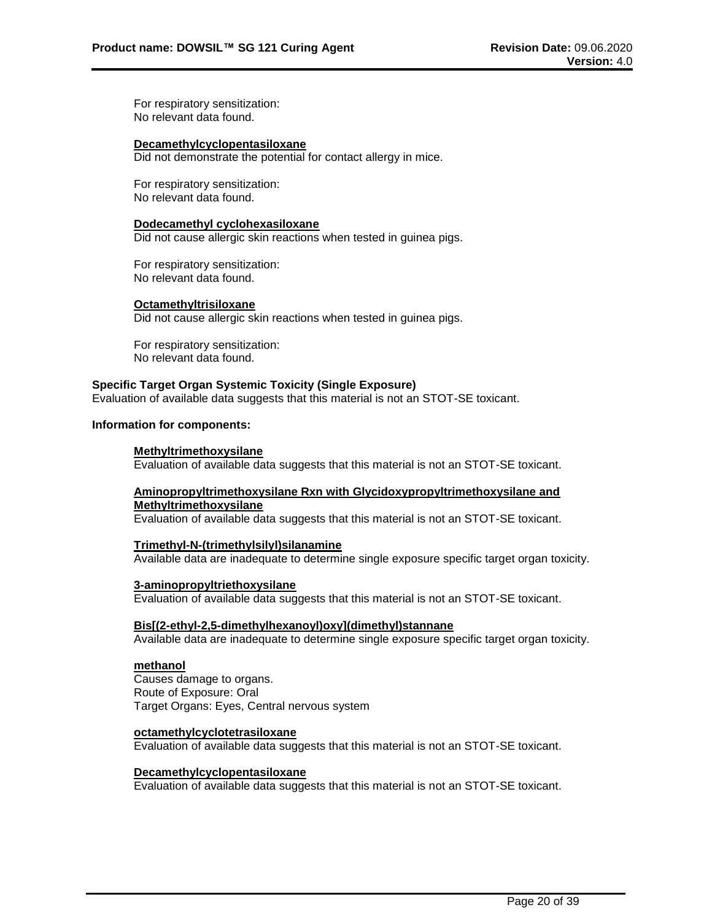For respiratory sensitization:
No relevant data found.

**Decamethylcyclopentasiloxane**
Did not demonstrate the potential for contact allergy in mice.

For respiratory sensitization:
No relevant data found.

**Dodecamethyl cyclohexasiloxane**
Did not cause allergic skin reactions when tested in guinea pigs.

For respiratory sensitization:
No relevant data found.

**Octamethyltrisiloxane**
Did not cause allergic skin reactions when tested in guinea pigs.

For respiratory sensitization:
No relevant data found.

**Specific Target Organ Systemic Toxicity (Single Exposure)**
Evaluation of available data suggests that this material is not an STOT-SE toxicant.

**Information for components:**

**Methyltrimethoxysilane**
Evaluation of available data suggests that this material is not an STOT-SE toxicant.

**Aminopropyltrimethoxysilane Rxn with Glycidoxypropyltrimethoxysilane and Methyltrimethoxysilane**
Evaluation of available data suggests that this material is not an STOT-SE toxicant.

**Trimethyl-N-(trimethylsilyl)silanamine**
Available data are inadequate to determine single exposure specific target organ toxicity.

**3-aminopropyltriethoxysilane**
Evaluation of available data suggests that this material is not an STOT-SE toxicant.

**Bis[(2-ethyl-2,5-dimethylhexanoyl)oxy](dimethyl)stannane**
Available data are inadequate to determine single exposure specific target organ toxicity.

**methanol**
Causes damage to organs.
Route of Exposure: Oral
Target Organs: Eyes, Central nervous system

**octamethylcyclotetrasiloxane**
Evaluation of available data suggests that this material is not an STOT-SE toxicant.

**Decamethylcyclopentasiloxane**
Evaluation of available data suggests that this material is not an STOT-SE toxicant.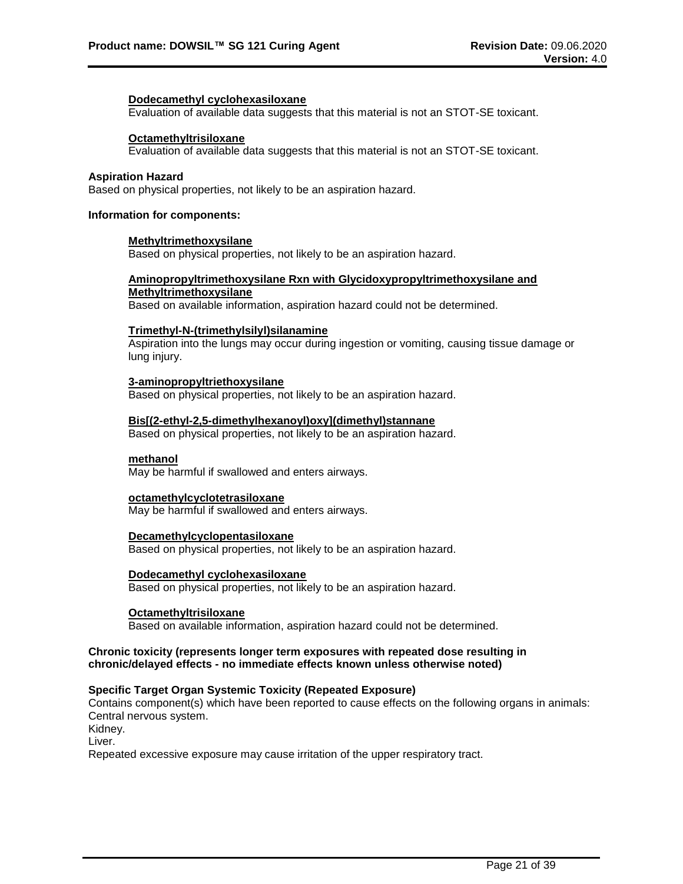**Dodecamethyl cyclohexasiloxane**

Evaluation of available data suggests that this material is not an STOT-SE toxicant.

**Octamethyltrisiloxane**

Evaluation of available data suggests that this material is not an STOT-SE toxicant.

**Aspiration Hazard**

Based on physical properties, not likely to be an aspiration hazard.

**Information for components:**

**Methyltrimethoxysilane**

Based on physical properties, not likely to be an aspiration hazard.

**Aminopropyltrimethoxysilane Rxn with Glycidoxypropyltrimethoxysilane and Methyltrimethoxysilane**

Based on available information, aspiration hazard could not be determined.

**Trimethyl-N-(trimethylsilyl)silanamine**

Aspiration into the lungs may occur during ingestion or vomiting, causing tissue damage or lung injury.

**3-aminopropyltriethoxysilane**

Based on physical properties, not likely to be an aspiration hazard.

**Bis[(2-ethyl-2,5-dimethylhexanoyl)oxy](dimethyl)stannane**

Based on physical properties, not likely to be an aspiration hazard.

**methanol**

May be harmful if swallowed and enters airways.

**octamethylcyclotetrasiloxane**

May be harmful if swallowed and enters airways.

**Decamethylcyclopentasiloxane**

Based on physical properties, not likely to be an aspiration hazard.

**Dodecamethyl cyclohexasiloxane**

Based on physical properties, not likely to be an aspiration hazard.

**Octamethyltrisiloxane**

Based on available information, aspiration hazard could not be determined.

**Chronic toxicity (represents longer term exposures with repeated dose resulting in chronic/delayed effects - no immediate effects known unless otherwise noted)**

**Specific Target Organ Systemic Toxicity (Repeated Exposure)**

Contains component(s) which have been reported to cause effects on the following organs in animals:
Central nervous system.
Kidney.
Liver.
Repeated excessive exposure may cause irritation of the upper respiratory tract.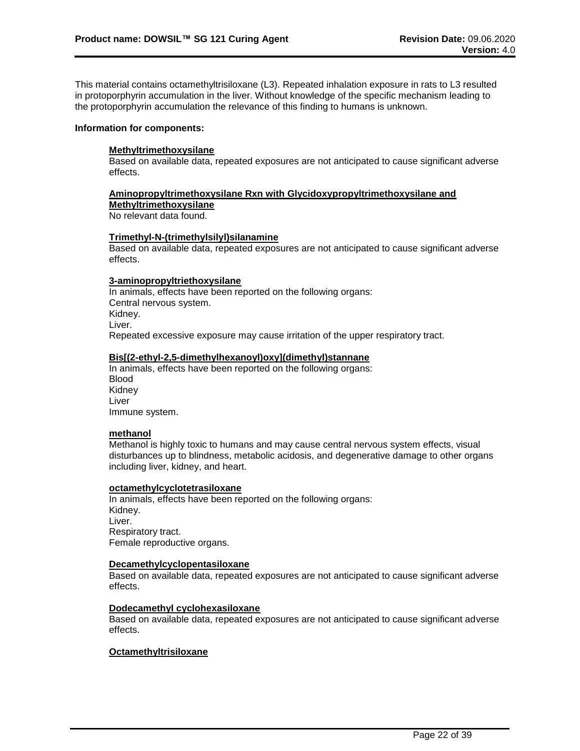This material contains octamethyltrisiloxane (L3). Repeated inhalation exposure in rats to L3 resulted in protoporphyrin accumulation in the liver. Without knowledge of the specific mechanism leading to the protoporphyrin accumulation the relevance of this finding to humans is unknown.

**Information for components:**

**Methyltrimethoxysilane**

Based on available data, repeated exposures are not anticipated to cause significant adverse effects.

**Aminopropyltrimethoxysilane Rxn with Glycidoxypropyltrimethoxysilane and Methyltrimethoxysilane**

No relevant data found.

**Trimethyl-N-(trimethylsilyl)silanamine**

Based on available data, repeated exposures are not anticipated to cause significant adverse effects.

**3-aminopropyltriethoxysilane**

In animals, effects have been reported on the following organs:
Central nervous system.
Kidney.
Liver.
Repeated excessive exposure may cause irritation of the upper respiratory tract.

**Bis[(2-ethyl-2,5-dimethylhexanoyl)oxy](dimethyl)stannane**

In animals, effects have been reported on the following organs:
Blood
Kidney
Liver
Immune system.

**methanol**

Methanol is highly toxic to humans and may cause central nervous system effects, visual disturbances up to blindness, metabolic acidosis, and degenerative damage to other organs including liver, kidney, and heart.

**octamethylcyclotetrasiloxane**

In animals, effects have been reported on the following organs:
Kidney.
Liver.
Respiratory tract.
Female reproductive organs.

**Decamethylcyclopentasiloxane**

Based on available data, repeated exposures are not anticipated to cause significant adverse effects.

**Dodecamethyl cyclohexasiloxane**

Based on available data, repeated exposures are not anticipated to cause significant adverse effects.

**Octamethyltrisiloxane**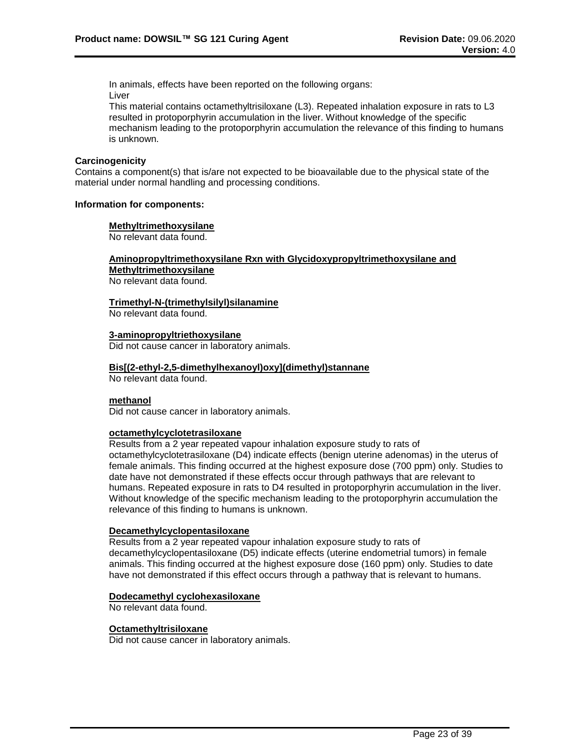In animals, effects have been reported on the following organs:
Liver
This material contains octamethyltrisiloxane (L3). Repeated inhalation exposure in rats to L3 resulted in protoporphyrin accumulation in the liver. Without knowledge of the specific mechanism leading to the protoporphyrin accumulation the relevance of this finding to humans is unknown.

**Carcinogenicity**
Contains a component(s) that is/are not expected to be bioavailable due to the physical state of the material under normal handling and processing conditions.

**Information for components:**

**Methyltrimethoxysilane**
No relevant data found.

**Aminopropyltrimethoxysilane Rxn with Glycidoxypropyltrimethoxysilane and Methyltrimethoxysilane**
No relevant data found.

**Trimethyl-N-(trimethylsilyl)silanamine**
No relevant data found.

**3-aminopropyltriethoxysilane**
Did not cause cancer in laboratory animals.

**Bis[(2-ethyl-2,5-dimethylhexanoyl)oxy](dimethyl)stannane**
No relevant data found.

**methanol**
Did not cause cancer in laboratory animals.

**octamethylcyclotetrasiloxane**
Results from a 2 year repeated vapour inhalation exposure study to rats of octamethylcyclotetrasiloxane (D4) indicate effects (benign uterine adenomas) in the uterus of female animals. This finding occurred at the highest exposure dose (700 ppm) only. Studies to date have not demonstrated if these effects occur through pathways that are relevant to humans. Repeated exposure in rats to D4 resulted in protoporphyrin accumulation in the liver. Without knowledge of the specific mechanism leading to the protoporphyrin accumulation the relevance of this finding to humans is unknown.

**Decamethylcyclopentasiloxane**
Results from a 2 year repeated vapour inhalation exposure study to rats of decamethylcyclopentasiloxane (D5) indicate effects (uterine endometrial tumors) in female animals. This finding occurred at the highest exposure dose (160 ppm) only. Studies to date have not demonstrated if this effect occurs through a pathway that is relevant to humans.

**Dodecamethyl cyclohexasiloxane**
No relevant data found.

**Octamethyltrisiloxane**
Did not cause cancer in laboratory animals.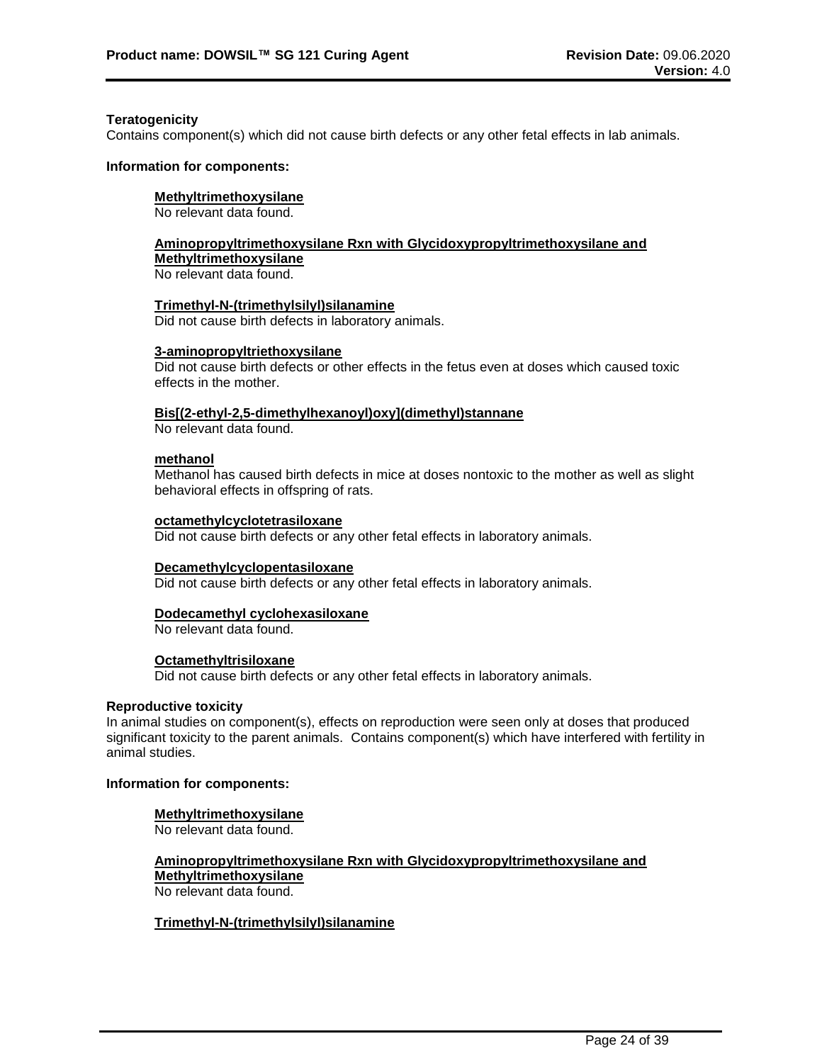**Teratogenicity**

Contains component(s) which did not cause birth defects or any other fetal effects in lab animals.

**Information for components:**

**Methyltrimethoxysilane**

No relevant data found.

**Aminopropyltrimethoxysilane Rxn with Glycidoxypropyltrimethoxysilane and Methyltrimethoxysilane**

No relevant data found.

**Trimethyl-N-(trimethylsilyl)silanamine**

Did not cause birth defects in laboratory animals.

**3-aminopropyltriethoxysilane**

Did not cause birth defects or other effects in the fetus even at doses which caused toxic effects in the mother.

**Bis[(2-ethyl-2,5-dimethylhexanoyl)oxy](dimethyl)stannane**

No relevant data found.

**methanol**

Methanol has caused birth defects in mice at doses nontoxic to the mother as well as slight behavioral effects in offspring of rats.

**octamethylcyclotetrasiloxane**

Did not cause birth defects or any other fetal effects in laboratory animals.

**Decamethylcyclopentasiloxane**

Did not cause birth defects or any other fetal effects in laboratory animals.

**Dodecamethyl cyclohexasiloxane**

No relevant data found.

**Octamethyltrisiloxane**

Did not cause birth defects or any other fetal effects in laboratory animals.

**Reproductive toxicity**

In animal studies on component(s), effects on reproduction were seen only at doses that produced significant toxicity to the parent animals. Contains component(s) which have interfered with fertility in animal studies.

**Information for components:**

**Methyltrimethoxysilane**

No relevant data found.

**Aminopropyltrimethoxysilane Rxn with Glycidoxypropyltrimethoxysilane and Methyltrimethoxysilane**

No relevant data found.

**Trimethyl-N-(trimethylsilyl)silanamine**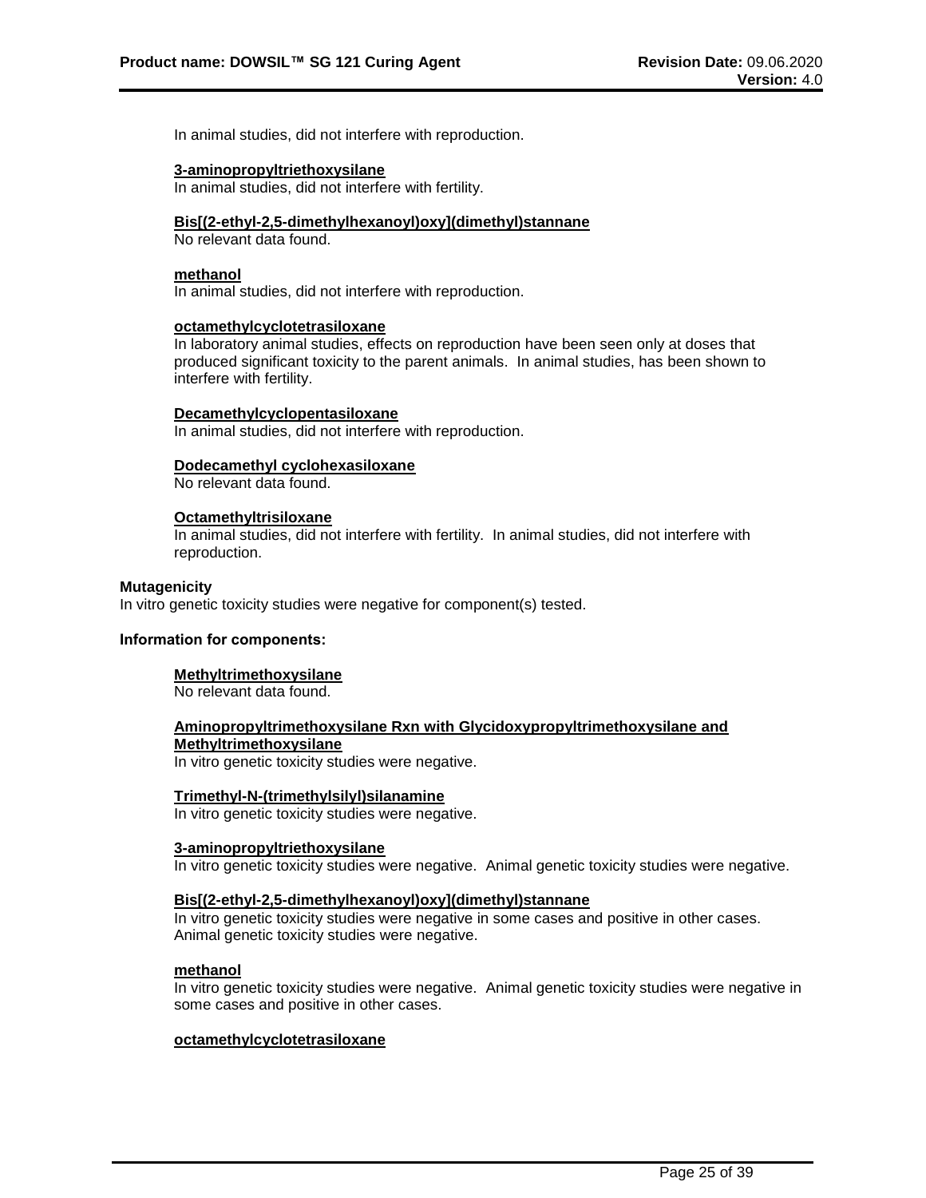In animal studies, did not interfere with reproduction.

**3-aminopropyltriethoxysilane**
In animal studies, did not interfere with fertility.

**Bis[(2-ethyl-2,5-dimethylhexanoyl)oxy](dimethyl)stannane**
No relevant data found.

**methanol**
In animal studies, did not interfere with reproduction.

**octamethylcyclotetrasiloxane**
In laboratory animal studies, effects on reproduction have been seen only at doses that produced significant toxicity to the parent animals. In animal studies, has been shown to interfere with fertility.

**Decamethylcyclopentasiloxane**
In animal studies, did not interfere with reproduction.

**Dodecamethyl cyclohexasiloxane**
No relevant data found.

**Octamethyltrisiloxane**
In animal studies, did not interfere with fertility. In animal studies, did not interfere with reproduction.

**Mutagenicity**
In vitro genetic toxicity studies were negative for component(s) tested.

**Information for components:**

**Methyltrimethoxysilane**
No relevant data found.

**Aminopropyltrimethoxysilane Rxn with Glycidoxypropyltrimethoxysilane and Methyltrimethoxysilane**
In vitro genetic toxicity studies were negative.

**Trimethyl-N-(trimethylsilyl)silanamine**
In vitro genetic toxicity studies were negative.

**3-aminopropyltriethoxysilane**
In vitro genetic toxicity studies were negative. Animal genetic toxicity studies were negative.

**Bis[(2-ethyl-2,5-dimethylhexanoyl)oxy](dimethyl)stannane**
In vitro genetic toxicity studies were negative in some cases and positive in other cases. Animal genetic toxicity studies were negative.

**methanol**
In vitro genetic toxicity studies were negative. Animal genetic toxicity studies were negative in some cases and positive in other cases.

**octamethylcyclotetrasiloxane**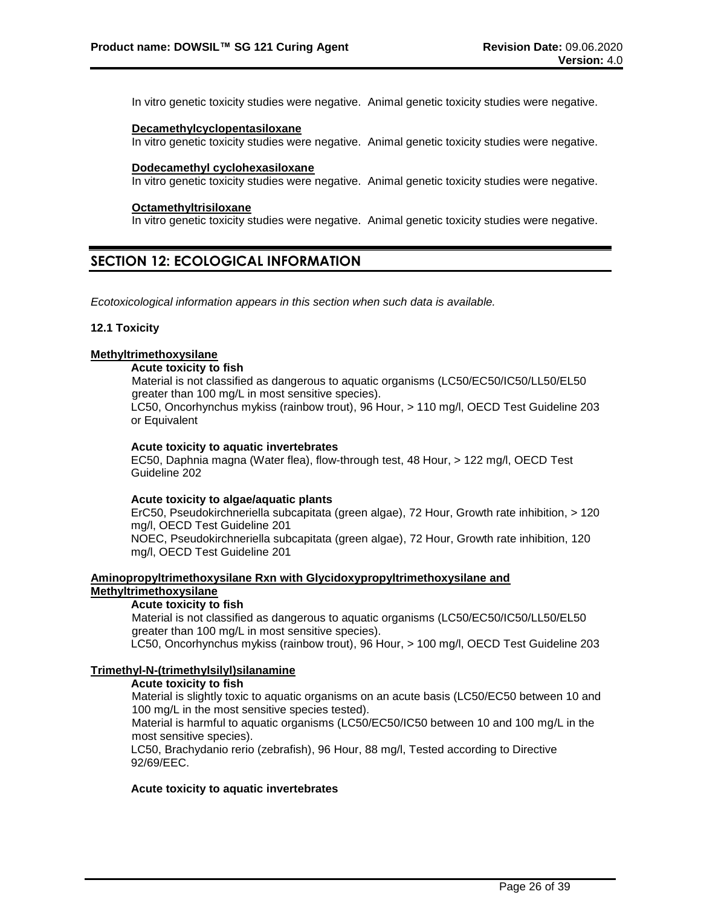In vitro genetic toxicity studies were negative. Animal genetic toxicity studies were negative.

**Decamethylcyclopentasiloxane**
In vitro genetic toxicity studies were negative. Animal genetic toxicity studies were negative.

**Dodecamethyl cyclohexasiloxane**
In vitro genetic toxicity studies were negative. Animal genetic toxicity studies were negative.

**Octamethyltrisiloxane**
In vitro genetic toxicity studies were negative. Animal genetic toxicity studies were negative.

## SECTION 12: ECOLOGICAL INFORMATION

*Ecotoxicological information appears in this section when such data is available.*

### 12.1 Toxicity

**Methyltrimethoxysilane**

**Acute toxicity to fish**
Material is not classified as dangerous to aquatic organisms (LC50/EC50/IC50/LL50/EL50 greater than 100 mg/L in most sensitive species).
LC50, Oncorhynchus mykiss (rainbow trout), 96 Hour, > 110 mg/l, OECD Test Guideline 203 or Equivalent

**Acute toxicity to aquatic invertebrates**
EC50, Daphnia magna (Water flea), flow-through test, 48 Hour, > 122 mg/l, OECD Test Guideline 202

**Acute toxicity to algae/aquatic plants**
ErC50, Pseudokirchneriella subcapitata (green algae), 72 Hour, Growth rate inhibition, > 120 mg/l, OECD Test Guideline 201
NOEC, Pseudokirchneriella subcapitata (green algae), 72 Hour, Growth rate inhibition, 120 mg/l, OECD Test Guideline 201

**Aminopropyltrimethoxysilane Rxn with Glycidoxypropyltrimethoxysilane and Methyltrimethoxysilane**

**Acute toxicity to fish**
Material is not classified as dangerous to aquatic organisms (LC50/EC50/IC50/LL50/EL50 greater than 100 mg/L in most sensitive species).
LC50, Oncorhynchus mykiss (rainbow trout), 96 Hour, > 100 mg/l, OECD Test Guideline 203

**Trimethyl-N-(trimethylsilyl)silanamine**

**Acute toxicity to fish**
Material is slightly toxic to aquatic organisms on an acute basis (LC50/EC50 between 10 and 100 mg/L in the most sensitive species tested).
Material is harmful to aquatic organisms (LC50/EC50/IC50 between 10 and 100 mg/L in the most sensitive species).
LC50, Brachydanio rerio (zebrafish), 96 Hour, 88 mg/l, Tested according to Directive 92/69/EEC.

**Acute toxicity to aquatic invertebrates**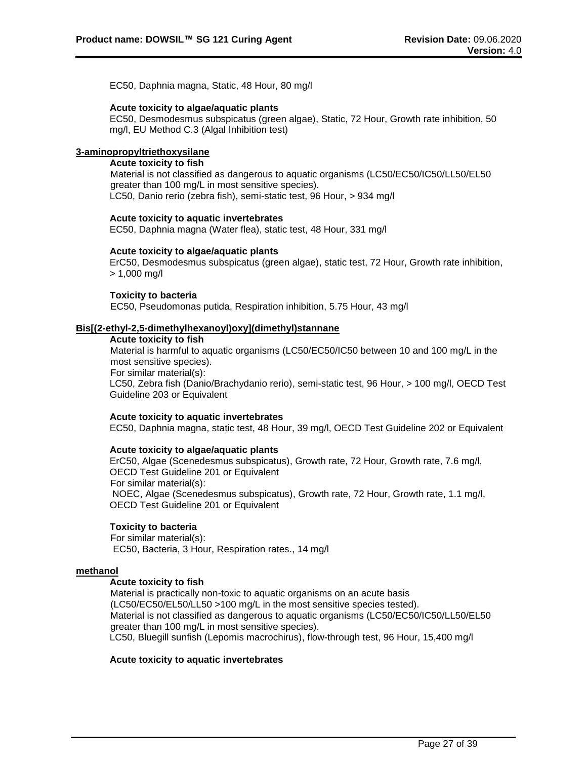EC50, Daphnia magna, Static, 48 Hour, 80 mg/l

**Acute toxicity to algae/aquatic plants**
EC50, Desmodesmus subspicatus (green algae), Static, 72 Hour, Growth rate inhibition, 50 mg/l, EU Method C.3 (Algal Inhibition test)

**3-aminopropyltriethoxysilane**

**Acute toxicity to fish**
Material is not classified as dangerous to aquatic organisms (LC50/EC50/IC50/LL50/EL50 greater than 100 mg/L in most sensitive species).
LC50, Danio rerio (zebra fish), semi-static test, 96 Hour, > 934 mg/l

**Acute toxicity to aquatic invertebrates**
EC50, Daphnia magna (Water flea), static test, 48 Hour, 331 mg/l

**Acute toxicity to algae/aquatic plants**
ErC50, Desmodesmus subspicatus (green algae), static test, 72 Hour, Growth rate inhibition, > 1,000 mg/l

**Toxicity to bacteria**
EC50, Pseudomonas putida, Respiration inhibition, 5.75 Hour, 43 mg/l

**Bis[(2-ethyl-2,5-dimethylhexanoyl)oxy](dimethyl)stannane**

**Acute toxicity to fish**
Material is harmful to aquatic organisms (LC50/EC50/IC50 between 10 and 100 mg/L in the most sensitive species).
For similar material(s):
LC50, Zebra fish (Danio/Brachydanio rerio), semi-static test, 96 Hour, > 100 mg/l, OECD Test Guideline 203 or Equivalent

**Acute toxicity to aquatic invertebrates**
EC50, Daphnia magna, static test, 48 Hour, 39 mg/l, OECD Test Guideline 202 or Equivalent

**Acute toxicity to algae/aquatic plants**
ErC50, Algae (Scenedesmus subspicatus), Growth rate, 72 Hour, Growth rate, 7.6 mg/l, OECD Test Guideline 201 or Equivalent
For similar material(s):
NOEC, Algae (Scenedesmus subspicatus), Growth rate, 72 Hour, Growth rate, 1.1 mg/l, OECD Test Guideline 201 or Equivalent

**Toxicity to bacteria**
For similar material(s):
EC50, Bacteria, 3 Hour, Respiration rates., 14 mg/l

**methanol**

**Acute toxicity to fish**
Material is practically non-toxic to aquatic organisms on an acute basis (LC50/EC50/EL50/LL50 >100 mg/L in the most sensitive species tested).
Material is not classified as dangerous to aquatic organisms (LC50/EC50/IC50/LL50/EL50 greater than 100 mg/L in most sensitive species).
LC50, Bluegill sunfish (Lepomis macrochirus), flow-through test, 96 Hour, 15,400 mg/l

**Acute toxicity to aquatic invertebrates**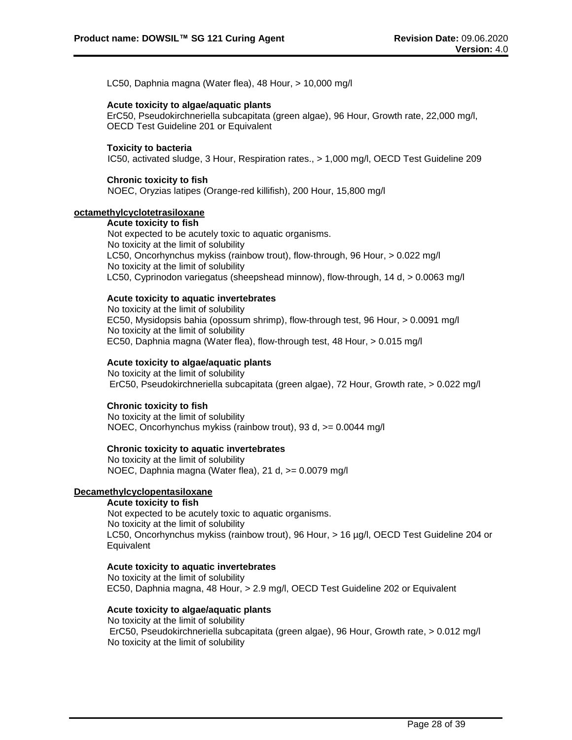LC50, Daphnia magna (Water flea), 48 Hour, > 10,000 mg/l

**Acute toxicity to algae/aquatic plants**
ErC50, Pseudokirchneriella subcapitata (green algae), 96 Hour, Growth rate, 22,000 mg/l, OECD Test Guideline 201 or Equivalent

**Toxicity to bacteria**
IC50, activated sludge, 3 Hour, Respiration rates., > 1,000 mg/l, OECD Test Guideline 209

**Chronic toxicity to fish**
NOEC, Oryzias latipes (Orange-red killifish), 200 Hour, 15,800 mg/l

**octamethylcyclotetrasiloxane**

**Acute toxicity to fish**
Not expected to be acutely toxic to aquatic organisms.
No toxicity at the limit of solubility
LC50, Oncorhynchus mykiss (rainbow trout), flow-through, 96 Hour, > 0.022 mg/l
No toxicity at the limit of solubility
LC50, Cyprinodon variegatus (sheepshead minnow), flow-through, 14 d, > 0.0063 mg/l

**Acute toxicity to aquatic invertebrates**
No toxicity at the limit of solubility
EC50, Mysidopsis bahia (opossum shrimp), flow-through test, 96 Hour, > 0.0091 mg/l
No toxicity at the limit of solubility
EC50, Daphnia magna (Water flea), flow-through test, 48 Hour, > 0.015 mg/l

**Acute toxicity to algae/aquatic plants**
No toxicity at the limit of solubility
ErC50, Pseudokirchneriella subcapitata (green algae), 72 Hour, Growth rate, > 0.022 mg/l

**Chronic toxicity to fish**
No toxicity at the limit of solubility
NOEC, Oncorhynchus mykiss (rainbow trout), 93 d, >= 0.0044 mg/l

**Chronic toxicity to aquatic invertebrates**
No toxicity at the limit of solubility
NOEC, Daphnia magna (Water flea), 21 d, >= 0.0079 mg/l

**Decamethylcyclopentasiloxane**

**Acute toxicity to fish**
Not expected to be acutely toxic to aquatic organisms.
No toxicity at the limit of solubility
LC50, Oncorhynchus mykiss (rainbow trout), 96 Hour, > 16 µg/l, OECD Test Guideline 204 or Equivalent

**Acute toxicity to aquatic invertebrates**
No toxicity at the limit of solubility
EC50, Daphnia magna, 48 Hour, > 2.9 mg/l, OECD Test Guideline 202 or Equivalent

**Acute toxicity to algae/aquatic plants**
No toxicity at the limit of solubility
ErC50, Pseudokirchneriella subcapitata (green algae), 96 Hour, Growth rate, > 0.012 mg/l
No toxicity at the limit of solubility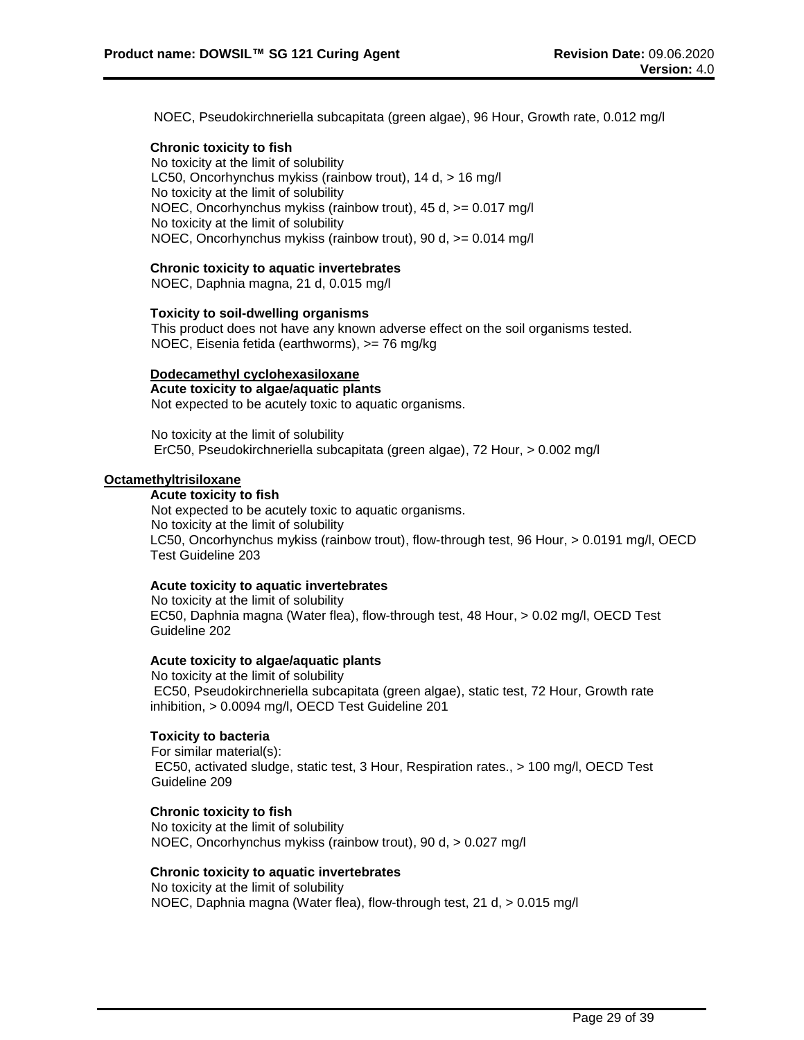NOEC, Pseudokirchneriella subcapitata (green algae), 96 Hour, Growth rate, 0.012 mg/l

**Chronic toxicity to fish**
No toxicity at the limit of solubility
LC50, Oncorhynchus mykiss (rainbow trout), 14 d, > 16 mg/l
No toxicity at the limit of solubility
NOEC, Oncorhynchus mykiss (rainbow trout), 45 d, >= 0.017 mg/l
No toxicity at the limit of solubility
NOEC, Oncorhynchus mykiss (rainbow trout), 90 d, >= 0.014 mg/l

**Chronic toxicity to aquatic invertebrates**
NOEC, Daphnia magna, 21 d, 0.015 mg/l

**Toxicity to soil-dwelling organisms**
This product does not have any known adverse effect on the soil organisms tested.
NOEC, Eisenia fetida (earthworms), >= 76 mg/kg

**Dodecamethyl cyclohexasiloxane**
**Acute toxicity to algae/aquatic plants**
Not expected to be acutely toxic to aquatic organisms.

No toxicity at the limit of solubility
ErC50, Pseudokirchneriella subcapitata (green algae), 72 Hour, > 0.002 mg/l

**Octamethyltrisiloxane**

**Acute toxicity to fish**
Not expected to be acutely toxic to aquatic organisms.
No toxicity at the limit of solubility
LC50, Oncorhynchus mykiss (rainbow trout), flow-through test, 96 Hour, > 0.0191 mg/l, OECD Test Guideline 203

**Acute toxicity to aquatic invertebrates**
No toxicity at the limit of solubility
EC50, Daphnia magna (Water flea), flow-through test, 48 Hour, > 0.02 mg/l, OECD Test Guideline 202

**Acute toxicity to algae/aquatic plants**
No toxicity at the limit of solubility
EC50, Pseudokirchneriella subcapitata (green algae), static test, 72 Hour, Growth rate inhibition, > 0.0094 mg/l, OECD Test Guideline 201

**Toxicity to bacteria**
For similar material(s):
EC50, activated sludge, static test, 3 Hour, Respiration rates., > 100 mg/l, OECD Test Guideline 209

**Chronic toxicity to fish**
No toxicity at the limit of solubility
NOEC, Oncorhynchus mykiss (rainbow trout), 90 d, > 0.027 mg/l

**Chronic toxicity to aquatic invertebrates**
No toxicity at the limit of solubility
NOEC, Daphnia magna (Water flea), flow-through test, 21 d, > 0.015 mg/l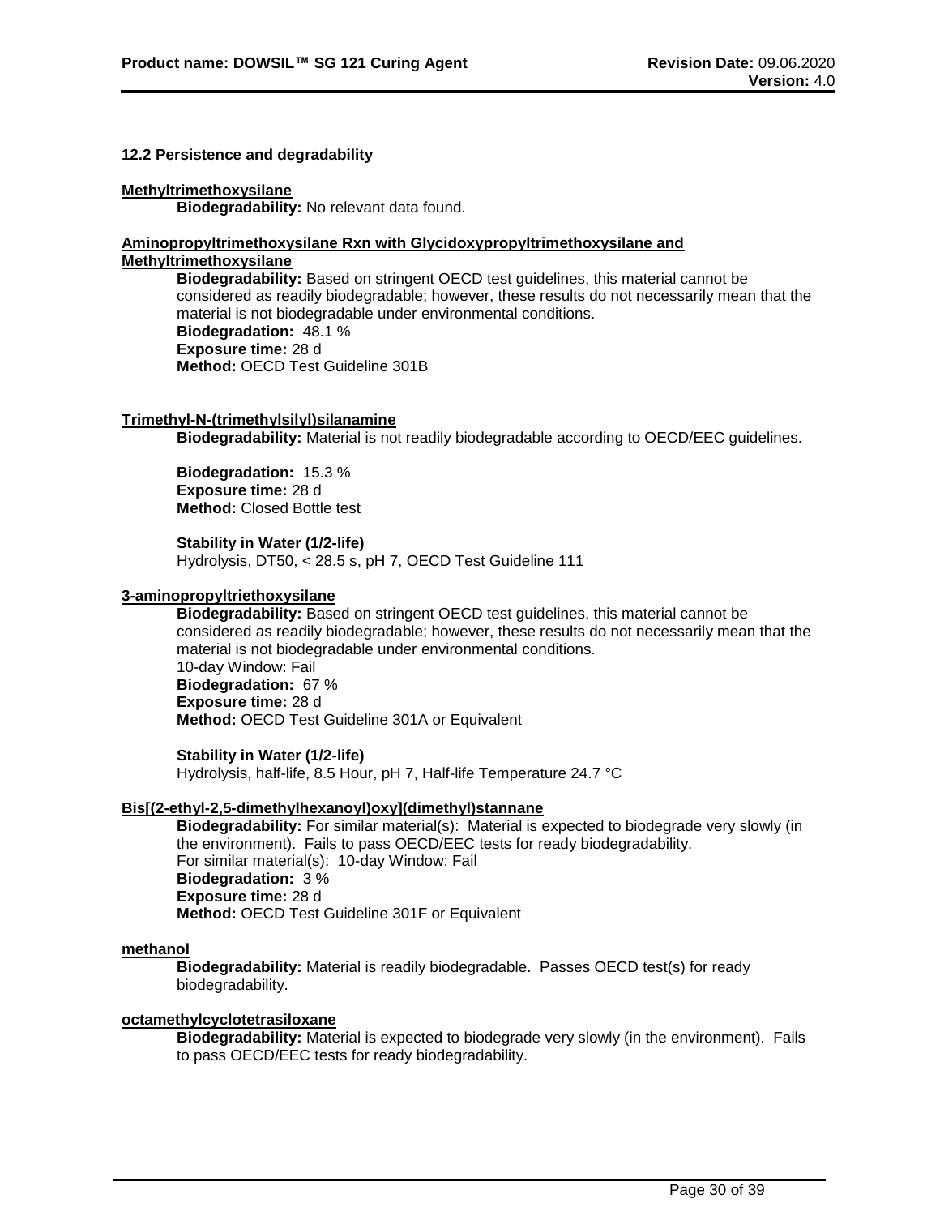### 12.2 Persistence and degradability

**Methyltrimethoxysilane**

**Biodegradability:** No relevant data found.

**Aminopropyltrimethoxysilane Rxn with Glycidoxypropyltrimethoxysilane and Methyltrimethoxysilane**

**Biodegradability:** Based on stringent OECD test guidelines, this material cannot be considered as readily biodegradable; however, these results do not necessarily mean that the material is not biodegradable under environmental conditions.
**Biodegradation:** 48.1 %
**Exposure time:** 28 d
**Method:** OECD Test Guideline 301B

**Trimethyl-N-(trimethylsilyl)silanamine**

**Biodegradability:** Material is not readily biodegradable according to OECD/EEC guidelines.

**Biodegradation:** 15.3 %
**Exposure time:** 28 d
**Method:** Closed Bottle test

**Stability in Water (1/2-life)**
Hydrolysis, DT50, < 28.5 s, pH 7, OECD Test Guideline 111

**3-aminopropyltriethoxysilane**

**Biodegradability:** Based on stringent OECD test guidelines, this material cannot be considered as readily biodegradable; however, these results do not necessarily mean that the material is not biodegradable under environmental conditions.
10-day Window: Fail
**Biodegradation:** 67 %
**Exposure time:** 28 d
**Method:** OECD Test Guideline 301A or Equivalent

**Stability in Water (1/2-life)**
Hydrolysis, half-life, 8.5 Hour, pH 7, Half-life Temperature 24.7 °C

**Bis[(2-ethyl-2,5-dimethylhexanoyl)oxy](dimethyl)stannane**

**Biodegradability:** For similar material(s): Material is expected to biodegrade very slowly (in the environment). Fails to pass OECD/EEC tests for ready biodegradability.
For similar material(s): 10-day Window: Fail
**Biodegradation:** 3 %
**Exposure time:** 28 d
**Method:** OECD Test Guideline 301F or Equivalent

**methanol**

**Biodegradability:** Material is readily biodegradable. Passes OECD test(s) for ready biodegradability.

**octamethylcyclotetrasiloxane**

**Biodegradability:** Material is expected to biodegrade very slowly (in the environment). Fails to pass OECD/EEC tests for ready biodegradability.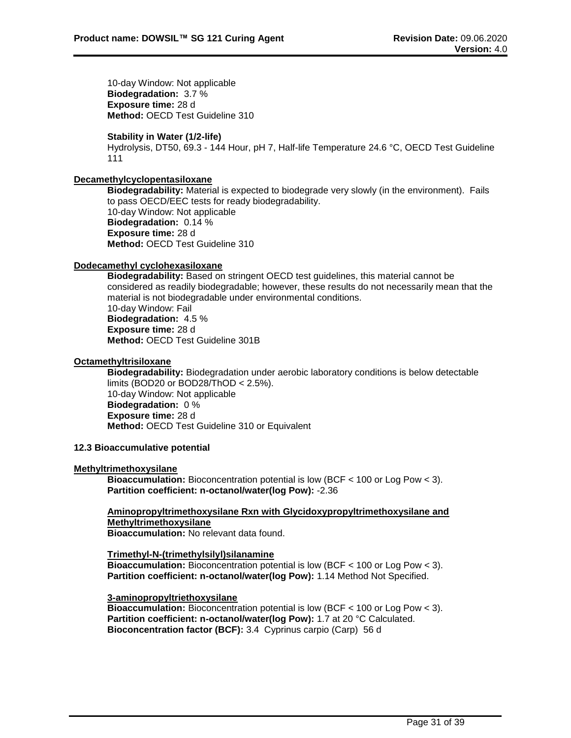10-day Window: Not applicable
**Biodegradation:** 3.7 %
**Exposure time:** 28 d
**Method:** OECD Test Guideline 310

**Stability in Water (1/2-life)**
Hydrolysis, DT50, 69.3 - 144 Hour, pH 7, Half-life Temperature 24.6 °C, OECD Test Guideline 111

**Decamethylcyclopentasiloxane**

**Biodegradability:** Material is expected to biodegrade very slowly (in the environment). Fails to pass OECD/EEC tests for ready biodegradability.
10-day Window: Not applicable
**Biodegradation:** 0.14 %
**Exposure time:** 28 d
**Method:** OECD Test Guideline 310

**Dodecamethyl cyclohexasiloxane**

**Biodegradability:** Based on stringent OECD test guidelines, this material cannot be considered as readily biodegradable; however, these results do not necessarily mean that the material is not biodegradable under environmental conditions.
10-day Window: Fail
**Biodegradation:** 4.5 %
**Exposure time:** 28 d
**Method:** OECD Test Guideline 301B

**Octamethyltrisiloxane**

**Biodegradability:** Biodegradation under aerobic laboratory conditions is below detectable limits (BOD20 or BOD28/ThOD < 2.5%).
10-day Window: Not applicable
**Biodegradation:** 0 %
**Exposure time:** 28 d
**Method:** OECD Test Guideline 310 or Equivalent

### 12.3 Bioaccumulative potential

**Methyltrimethoxysilane**

**Bioaccumulation:** Bioconcentration potential is low (BCF < 100 or Log Pow < 3).
**Partition coefficient: n-octanol/water(log Pow):** -2.36

**Aminopropyltrimethoxysilane Rxn with Glycidoxypropyltrimethoxysilane and Methyltrimethoxysilane**
**Bioaccumulation:** No relevant data found.

**Trimethyl-N-(trimethylsilyl)silanamine**
**Bioaccumulation:** Bioconcentration potential is low (BCF < 100 or Log Pow < 3).
**Partition coefficient: n-octanol/water(log Pow):** 1.14 Method Not Specified.

**3-aminopropyltriethoxysilane**
**Bioaccumulation:** Bioconcentration potential is low (BCF < 100 or Log Pow < 3).
**Partition coefficient: n-octanol/water(log Pow):** 1.7 at 20 °C Calculated.
**Bioconcentration factor (BCF):** 3.4 Cyprinus carpio (Carp) 56 d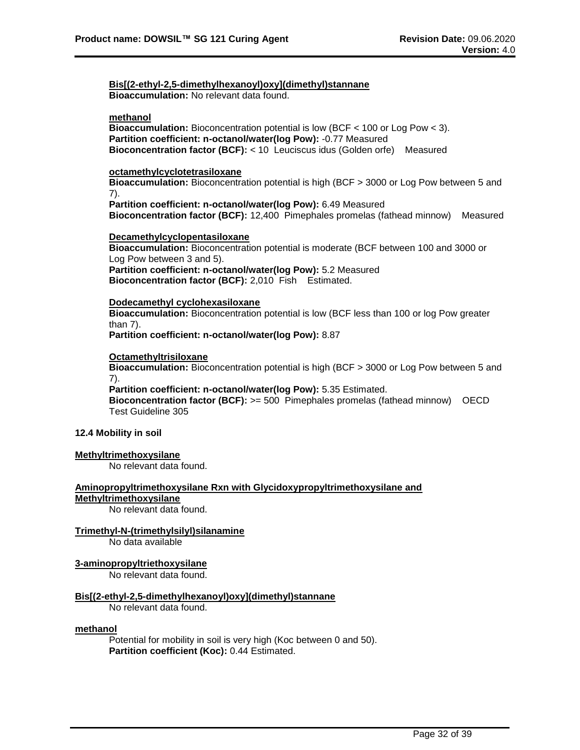**Bis[(2-ethyl-2,5-dimethylhexanoyl)oxy](dimethyl)stannane**
**Bioaccumulation:** No relevant data found.

**methanol**
**Bioaccumulation:** Bioconcentration potential is low (BCF < 100 or Log Pow < 3).
**Partition coefficient: n-octanol/water(log Pow):** -0.77 Measured
**Bioconcentration factor (BCF):** < 10 Leuciscus idus (Golden orfe) Measured

**octamethylcyclotetrasiloxane**
**Bioaccumulation:** Bioconcentration potential is high (BCF > 3000 or Log Pow between 5 and 7).
**Partition coefficient: n-octanol/water(log Pow):** 6.49 Measured
**Bioconcentration factor (BCF):** 12,400 Pimephales promelas (fathead minnow) Measured

**Decamethylcyclopentasiloxane**
**Bioaccumulation:** Bioconcentration potential is moderate (BCF between 100 and 3000 or Log Pow between 3 and 5).
**Partition coefficient: n-octanol/water(log Pow):** 5.2 Measured
**Bioconcentration factor (BCF):** 2,010 Fish Estimated.

**Dodecamethyl cyclohexasiloxane**
**Bioaccumulation:** Bioconcentration potential is low (BCF less than 100 or log Pow greater than 7).
**Partition coefficient: n-octanol/water(log Pow):** 8.87

**Octamethyltrisiloxane**
**Bioaccumulation:** Bioconcentration potential is high (BCF > 3000 or Log Pow between 5 and 7).
**Partition coefficient: n-octanol/water(log Pow):** 5.35 Estimated.
**Bioconcentration factor (BCF):** >= 500 Pimephales promelas (fathead minnow) OECD Test Guideline 305

**12.4 Mobility in soil**

**Methyltrimethoxysilane**
No relevant data found.

**Aminopropyltrimethoxysilane Rxn with Glycidoxypropyltrimethoxysilane and Methyltrimethoxysilane**
No relevant data found.

**Trimethyl-N-(trimethylsilyl)silanamine**
No data available

**3-aminopropyltriethoxysilane**
No relevant data found.

**Bis[(2-ethyl-2,5-dimethylhexanoyl)oxy](dimethyl)stannane**
No relevant data found.

**methanol**
Potential for mobility in soil is very high (Koc between 0 and 50).
**Partition coefficient (Koc):** 0.44 Estimated.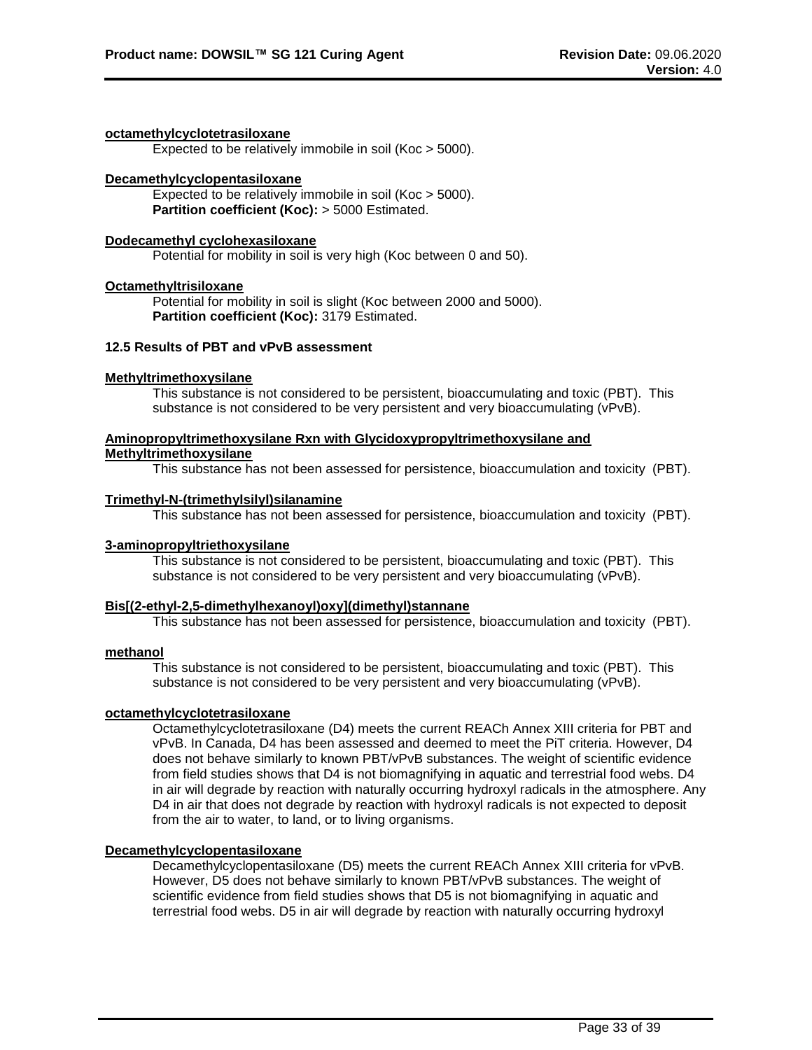**octamethylcyclotetrasiloxane**

Expected to be relatively immobile in soil (Koc > 5000).

**Decamethylcyclopentasiloxane**

Expected to be relatively immobile in soil (Koc > 5000).
**Partition coefficient (Koc):** > 5000 Estimated.

**Dodecamethyl cyclohexasiloxane**

Potential for mobility in soil is very high (Koc between 0 and 50).

**Octamethyltrisiloxane**

Potential for mobility in soil is slight (Koc between 2000 and 5000).
**Partition coefficient (Koc):** 3179 Estimated.

### 12.5 Results of PBT and vPvB assessment

**Methyltrimethoxysilane**

This substance is not considered to be persistent, bioaccumulating and toxic (PBT). This substance is not considered to be very persistent and very bioaccumulating (vPvB).

**Aminopropyltrimethoxysilane Rxn with Glycidoxypropyltrimethoxysilane and Methyltrimethoxysilane**

This substance has not been assessed for persistence, bioaccumulation and toxicity (PBT).

**Trimethyl-N-(trimethylsilyl)silanamine**

This substance has not been assessed for persistence, bioaccumulation and toxicity (PBT).

**3-aminopropyltriethoxysilane**

This substance is not considered to be persistent, bioaccumulating and toxic (PBT). This substance is not considered to be very persistent and very bioaccumulating (vPvB).

**Bis[(2-ethyl-2,5-dimethylhexanoyl)oxy](dimethyl)stannane**

This substance has not been assessed for persistence, bioaccumulation and toxicity (PBT).

**methanol**

This substance is not considered to be persistent, bioaccumulating and toxic (PBT). This substance is not considered to be very persistent and very bioaccumulating (vPvB).

**octamethylcyclotetrasiloxane**

Octamethylcyclotetrasiloxane (D4) meets the current REACh Annex XIII criteria for PBT and vPvB. In Canada, D4 has been assessed and deemed to meet the PiT criteria. However, D4 does not behave similarly to known PBT/vPvB substances. The weight of scientific evidence from field studies shows that D4 is not biomagnifying in aquatic and terrestrial food webs. D4 in air will degrade by reaction with naturally occurring hydroxyl radicals in the atmosphere. Any D4 in air that does not degrade by reaction with hydroxyl radicals is not expected to deposit from the air to water, to land, or to living organisms.

**Decamethylcyclopentasiloxane**

Decamethylcyclopentasiloxane (D5) meets the current REACh Annex XIII criteria for vPvB. However, D5 does not behave similarly to known PBT/vPvB substances. The weight of scientific evidence from field studies shows that D5 is not biomagnifying in aquatic and terrestrial food webs. D5 in air will degrade by reaction with naturally occurring hydroxyl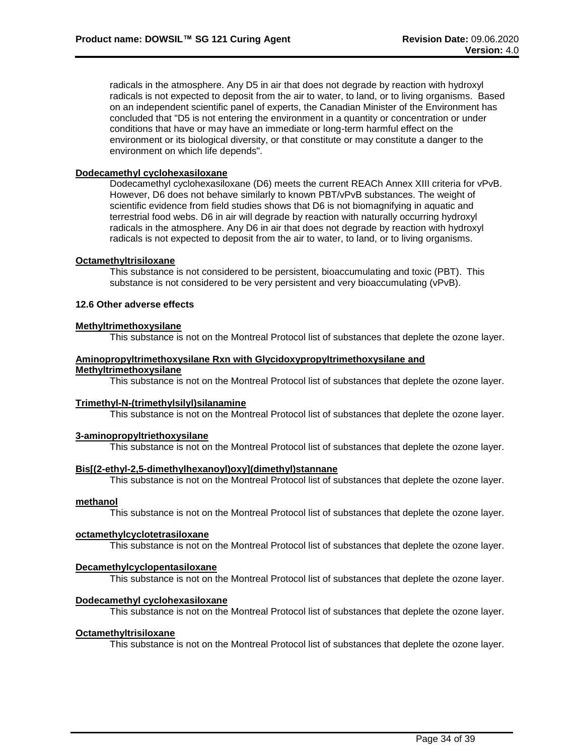radicals in the atmosphere. Any D5 in air that does not degrade by reaction with hydroxyl radicals is not expected to deposit from the air to water, to land, or to living organisms. Based on an independent scientific panel of experts, the Canadian Minister of the Environment has concluded that "D5 is not entering the environment in a quantity or concentration or under conditions that have or may have an immediate or long-term harmful effect on the environment or its biological diversity, or that constitute or may constitute a danger to the environment on which life depends".

**Dodecamethyl cyclohexasiloxane**

Dodecamethyl cyclohexasiloxane (D6) meets the current REACh Annex XIII criteria for vPvB. However, D6 does not behave similarly to known PBT/vPvB substances. The weight of scientific evidence from field studies shows that D6 is not biomagnifying in aquatic and terrestrial food webs. D6 in air will degrade by reaction with naturally occurring hydroxyl radicals in the atmosphere. Any D6 in air that does not degrade by reaction with hydroxyl radicals is not expected to deposit from the air to water, to land, or to living organisms.

**Octamethyltrisiloxane**

This substance is not considered to be persistent, bioaccumulating and toxic (PBT). This substance is not considered to be very persistent and very bioaccumulating (vPvB).

**12.6 Other adverse effects**

**Methyltrimethoxysilane**

This substance is not on the Montreal Protocol list of substances that deplete the ozone layer.

**Aminopropyltrimethoxysilane Rxn with Glycidoxypropyltrimethoxysilane and Methyltrimethoxysilane**

This substance is not on the Montreal Protocol list of substances that deplete the ozone layer.

**Trimethyl-N-(trimethylsilyl)silanamine**

This substance is not on the Montreal Protocol list of substances that deplete the ozone layer.

**3-aminopropyltriethoxysilane**

This substance is not on the Montreal Protocol list of substances that deplete the ozone layer.

**Bis[(2-ethyl-2,5-dimethylhexanoyl)oxy](dimethyl)stannane**

This substance is not on the Montreal Protocol list of substances that deplete the ozone layer.

**methanol**

This substance is not on the Montreal Protocol list of substances that deplete the ozone layer.

**octamethylcyclotetrasiloxane**

This substance is not on the Montreal Protocol list of substances that deplete the ozone layer.

**Decamethylcyclopentasiloxane**

This substance is not on the Montreal Protocol list of substances that deplete the ozone layer.

**Dodecamethyl cyclohexasiloxane**

This substance is not on the Montreal Protocol list of substances that deplete the ozone layer.

**Octamethyltrisiloxane**

This substance is not on the Montreal Protocol list of substances that deplete the ozone layer.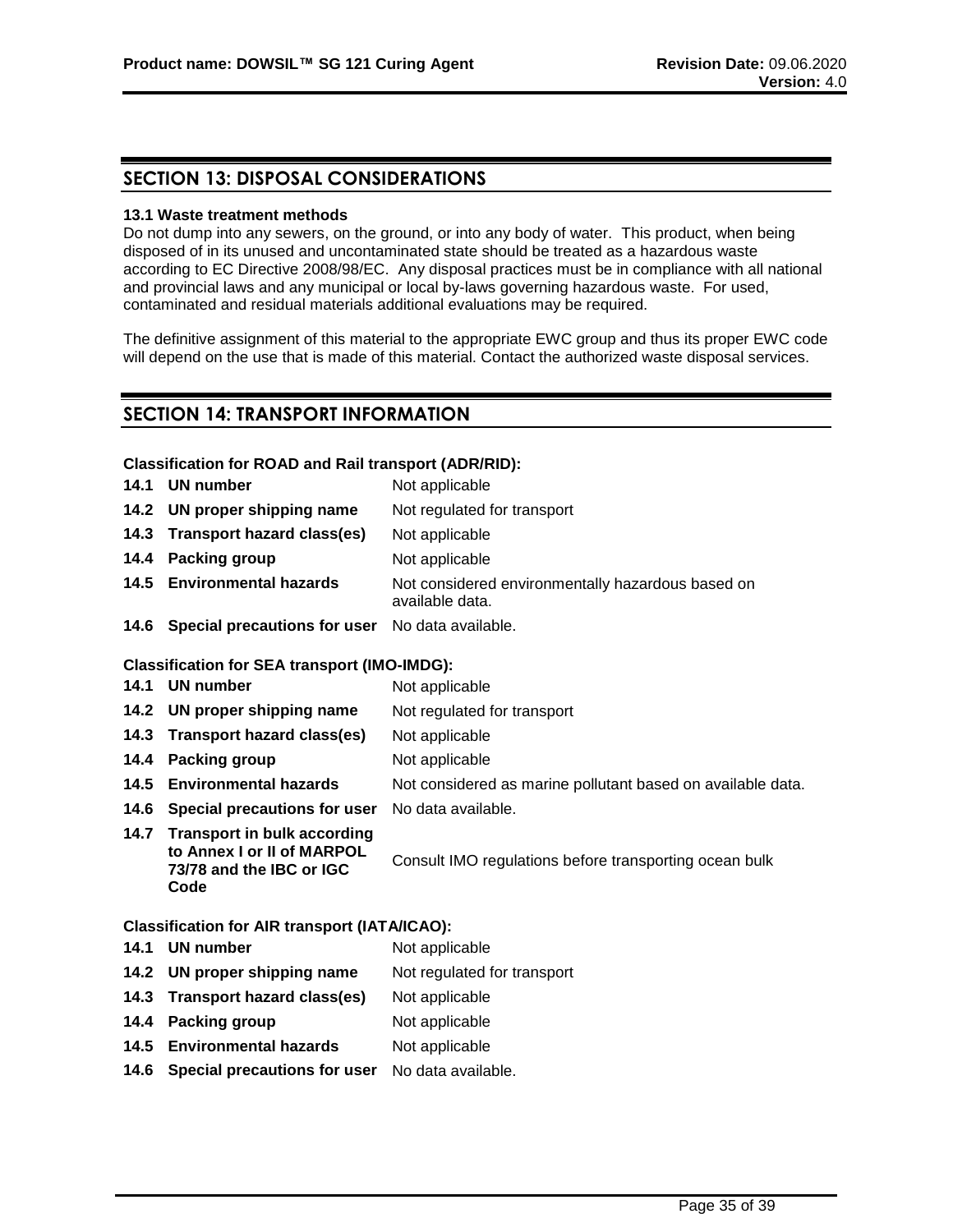## SECTION 13: DISPOSAL CONSIDERATIONS

**13.1 Waste treatment methods**

Do not dump into any sewers, on the ground, or into any body of water. This product, when being disposed of in its unused and uncontaminated state should be treated as a hazardous waste according to EC Directive 2008/98/EC. Any disposal practices must be in compliance with all national and provincial laws and any municipal or local by-laws governing hazardous waste. For used, contaminated and residual materials additional evaluations may be required.

The definitive assignment of this material to the appropriate EWC group and thus its proper EWC code will depend on the use that is made of this material. Contact the authorized waste disposal services.

## SECTION 14: TRANSPORT INFORMATION

**Classification for ROAD and Rail transport (ADR/RID):**

| | | |
|---|---|---|
| **14.1** | **UN number** | Not applicable |
| **14.2** | **UN proper shipping name** | Not regulated for transport |
| **14.3** | **Transport hazard class(es)** | Not applicable |
| **14.4** | **Packing group** | Not applicable |
| **14.5** | **Environmental hazards** | Not considered environmentally hazardous based on available data. |
| **14.6** | **Special precautions for user** | No data available. |

**Classification for SEA transport (IMO-IMDG):**

| | | |
|---|---|---|
| **14.1** | **UN number** | Not applicable |
| **14.2** | **UN proper shipping name** | Not regulated for transport |
| **14.3** | **Transport hazard class(es)** | Not applicable |
| **14.4** | **Packing group** | Not applicable |
| **14.5** | **Environmental hazards** | Not considered as marine pollutant based on available data. |
| **14.6** | **Special precautions for user** | No data available. |
| **14.7** | **Transport in bulk according to Annex I or II of MARPOL 73/78 and the IBC or IGC Code** | Consult IMO regulations before transporting ocean bulk |

**Classification for AIR transport (IATA/ICAO):**

| | | |
|---|---|---|
| **14.1** | **UN number** | Not applicable |
| **14.2** | **UN proper shipping name** | Not regulated for transport |
| **14.3** | **Transport hazard class(es)** | Not applicable |
| **14.4** | **Packing group** | Not applicable |
| **14.5** | **Environmental hazards** | Not applicable |
| **14.6** | **Special precautions for user** | No data available. |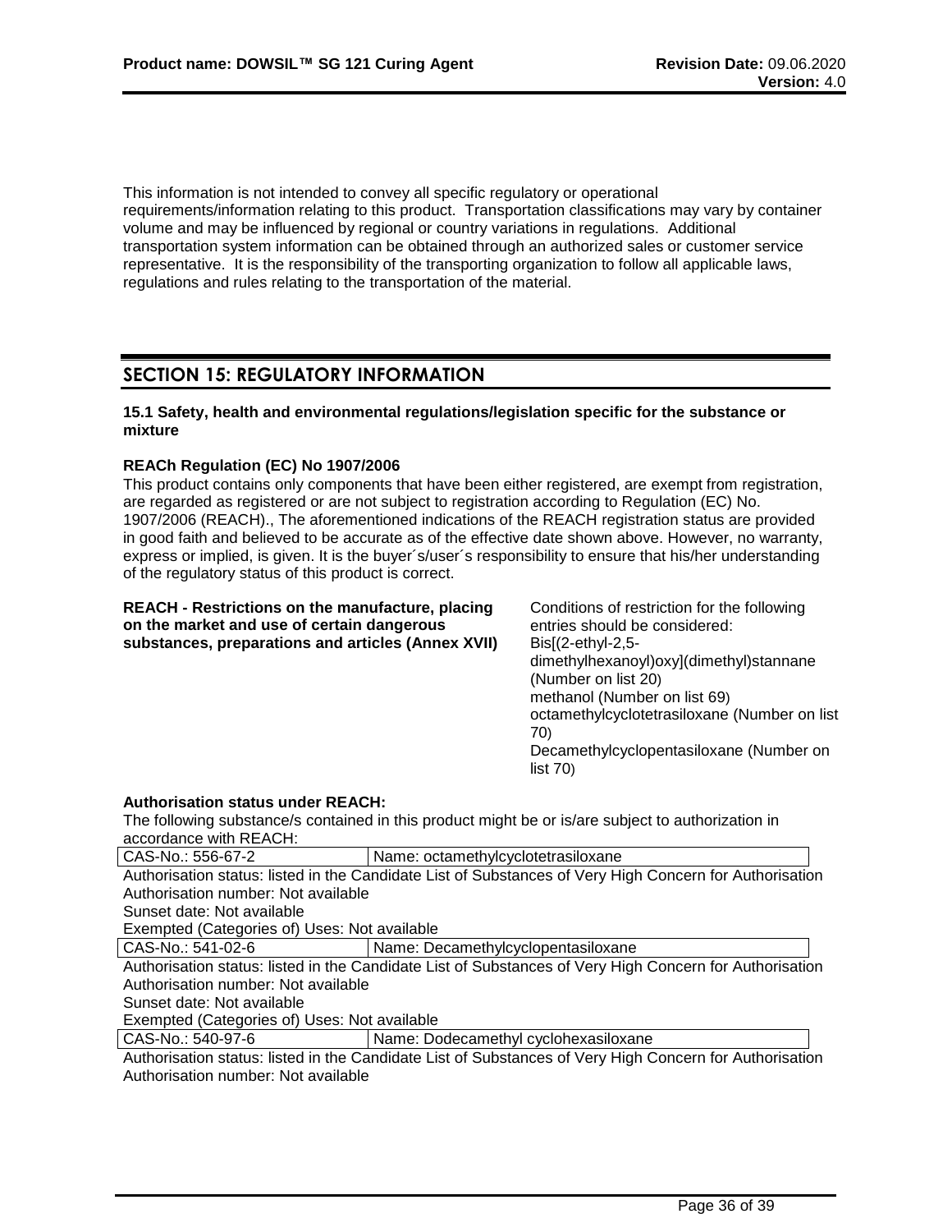This information is not intended to convey all specific regulatory or operational requirements/information relating to this product. Transportation classifications may vary by container volume and may be influenced by regional or country variations in regulations. Additional transportation system information can be obtained through an authorized sales or customer service representative. It is the responsibility of the transporting organization to follow all applicable laws, regulations and rules relating to the transportation of the material.

## SECTION 15: REGULATORY INFORMATION

**15.1 Safety, health and environmental regulations/legislation specific for the substance or mixture**

**REACh Regulation (EC) No 1907/2006**

This product contains only components that have been either registered, are exempt from registration, are regarded as registered or are not subject to registration according to Regulation (EC) No. 1907/2006 (REACH)., The aforementioned indications of the REACH registration status are provided in good faith and believed to be accurate as of the effective date shown above. However, no warranty, express or implied, is given. It is the buyer´s/user´s responsibility to ensure that his/her understanding of the regulatory status of this product is correct.

**REACH - Restrictions on the manufacture, placing on the market and use of certain dangerous substances, preparations and articles (Annex XVII)**

Conditions of restriction for the following entries should be considered:
Bis[(2-ethyl-2,5-dimethylhexanoyl)oxy](dimethyl)stannane (Number on list 20)
methanol (Number on list 69)
octamethylcyclotetrasiloxane (Number on list 70)
Decamethylcyclopentasiloxane (Number on list 70)

**Authorisation status under REACH:**

The following substance/s contained in this product might be or is/are subject to authorization in accordance with REACH:

| CAS-No.: 556-67-2 | Name: octamethylcyclotetrasiloxane |
|---|---|

Authorisation status: listed in the Candidate List of Substances of Very High Concern for Authorisation
Authorisation number: Not available
Sunset date: Not available
Exempted (Categories of) Uses: Not available

| CAS-No.: 541-02-6 | Name: Decamethylcyclopentasiloxane |
|---|---|

Authorisation status: listed in the Candidate List of Substances of Very High Concern for Authorisation
Authorisation number: Not available
Sunset date: Not available
Exempted (Categories of) Uses: Not available

| CAS-No.: 540-97-6 | Name: Dodecamethyl cyclohexasiloxane |
|---|---|

Authorisation status: listed in the Candidate List of Substances of Very High Concern for Authorisation
Authorisation number: Not available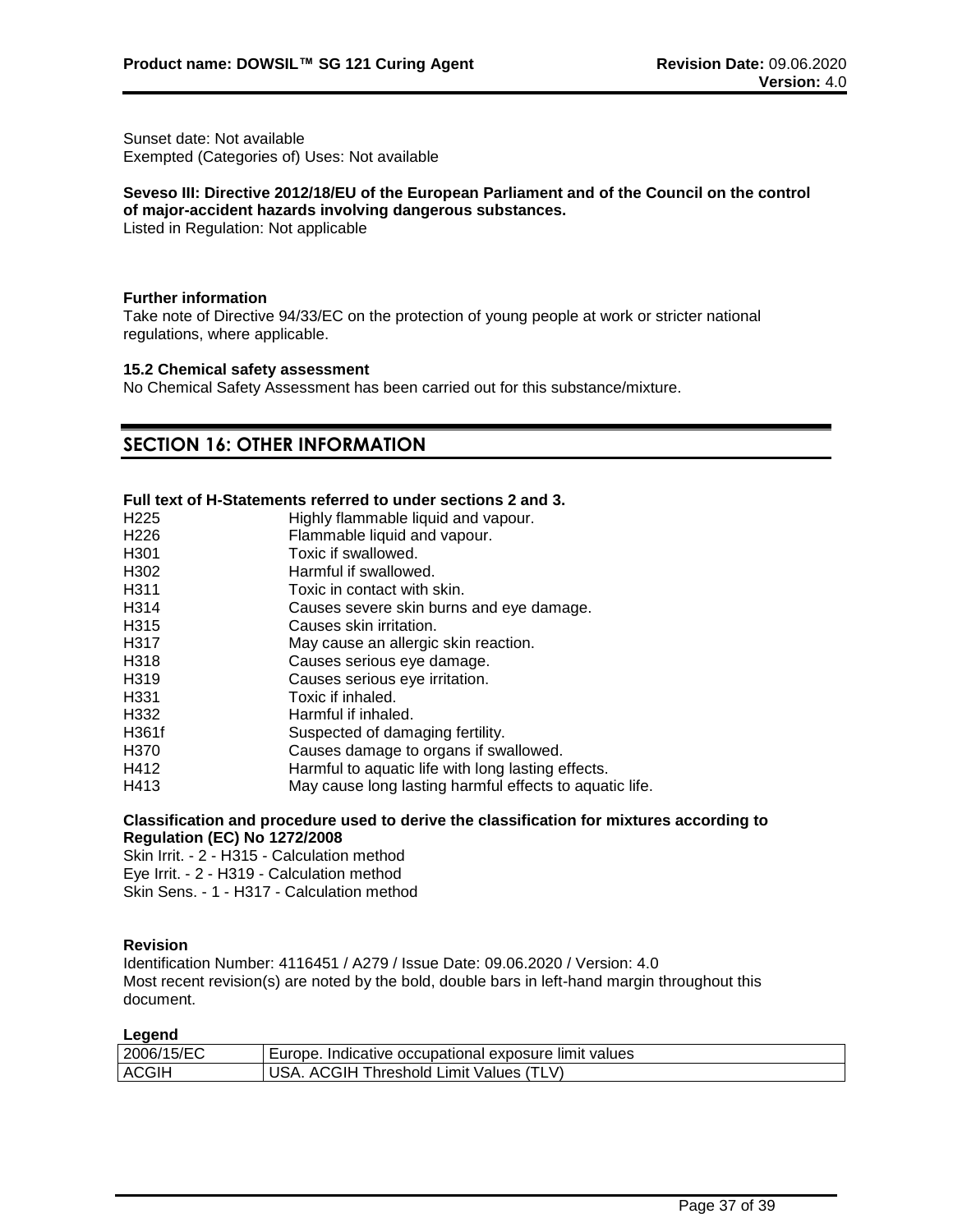Sunset date: Not available
Exempted (Categories of) Uses: Not available

**Seveso III: Directive 2012/18/EU of the European Parliament and of the Council on the control of major-accident hazards involving dangerous substances.**
Listed in Regulation: Not applicable

**Further information**
Take note of Directive 94/33/EC on the protection of young people at work or stricter national regulations, where applicable.

**15.2 Chemical safety assessment**
No Chemical Safety Assessment has been carried out for this substance/mixture.

## SECTION 16: OTHER INFORMATION

**Full text of H-Statements referred to under sections 2 and 3.**

| | |
|---|---|
| H225 | Highly flammable liquid and vapour. |
| H226 | Flammable liquid and vapour. |
| H301 | Toxic if swallowed. |
| H302 | Harmful if swallowed. |
| H311 | Toxic in contact with skin. |
| H314 | Causes severe skin burns and eye damage. |
| H315 | Causes skin irritation. |
| H317 | May cause an allergic skin reaction. |
| H318 | Causes serious eye damage. |
| H319 | Causes serious eye irritation. |
| H331 | Toxic if inhaled. |
| H332 | Harmful if inhaled. |
| H361f | Suspected of damaging fertility. |
| H370 | Causes damage to organs if swallowed. |
| H412 | Harmful to aquatic life with long lasting effects. |
| H413 | May cause long lasting harmful effects to aquatic life. |

**Classification and procedure used to derive the classification for mixtures according to Regulation (EC) No 1272/2008**
Skin Irrit. - 2 - H315 - Calculation method
Eye Irrit. - 2 - H319 - Calculation method
Skin Sens. - 1 - H317 - Calculation method

**Revision**
Identification Number: 4116451 / A279 / Issue Date: 09.06.2020 / Version: 4.0
Most recent revision(s) are noted by the bold, double bars in left-hand margin throughout this document.

**Legend**

| | |
|---|---|
| 2006/15/EC | Europe. Indicative occupational exposure limit values |
| ACGIH | USA. ACGIH Threshold Limit Values (TLV) |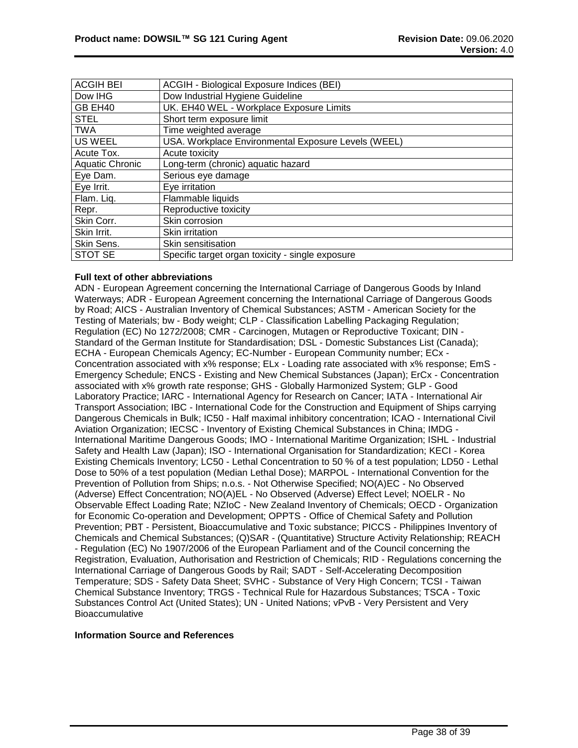| ACGIH BEI | ACGIH - Biological Exposure Indices (BEI) |
|---|---|
| Dow IHG | Dow Industrial Hygiene Guideline |
| GB EH40 | UK. EH40 WEL - Workplace Exposure Limits |
| STEL | Short term exposure limit |
| TWA | Time weighted average |
| US WEEL | USA. Workplace Environmental Exposure Levels (WEEL) |
| Acute Tox. | Acute toxicity |
| Aquatic Chronic | Long-term (chronic) aquatic hazard |
| Eye Dam. | Serious eye damage |
| Eye Irrit. | Eye irritation |
| Flam. Liq. | Flammable liquids |
| Repr. | Reproductive toxicity |
| Skin Corr. | Skin corrosion |
| Skin Irrit. | Skin irritation |
| Skin Sens. | Skin sensitisation |
| STOT SE | Specific target organ toxicity - single exposure |

**Full text of other abbreviations**

ADN - European Agreement concerning the International Carriage of Dangerous Goods by Inland Waterways; ADR - European Agreement concerning the International Carriage of Dangerous Goods by Road; AICS - Australian Inventory of Chemical Substances; ASTM - American Society for the Testing of Materials; bw - Body weight; CLP - Classification Labelling Packaging Regulation; Regulation (EC) No 1272/2008; CMR - Carcinogen, Mutagen or Reproductive Toxicant; DIN - Standard of the German Institute for Standardisation; DSL - Domestic Substances List (Canada); ECHA - European Chemicals Agency; EC-Number - European Community number; ECx - Concentration associated with x% response; ELx - Loading rate associated with x% response; EmS - Emergency Schedule; ENCS - Existing and New Chemical Substances (Japan); ErCx - Concentration associated with x% growth rate response; GHS - Globally Harmonized System; GLP - Good Laboratory Practice; IARC - International Agency for Research on Cancer; IATA - International Air Transport Association; IBC - International Code for the Construction and Equipment of Ships carrying Dangerous Chemicals in Bulk; IC50 - Half maximal inhibitory concentration; ICAO - International Civil Aviation Organization; IECSC - Inventory of Existing Chemical Substances in China; IMDG - International Maritime Dangerous Goods; IMO - International Maritime Organization; ISHL - Industrial Safety and Health Law (Japan); ISO - International Organisation for Standardization; KECI - Korea Existing Chemicals Inventory; LC50 - Lethal Concentration to 50 % of a test population; LD50 - Lethal Dose to 50% of a test population (Median Lethal Dose); MARPOL - International Convention for the Prevention of Pollution from Ships; n.o.s. - Not Otherwise Specified; NO(A)EC - No Observed (Adverse) Effect Concentration; NO(A)EL - No Observed (Adverse) Effect Level; NOELR - No Observable Effect Loading Rate; NZIoC - New Zealand Inventory of Chemicals; OECD - Organization for Economic Co-operation and Development; OPPTS - Office of Chemical Safety and Pollution Prevention; PBT - Persistent, Bioaccumulative and Toxic substance; PICCS - Philippines Inventory of Chemicals and Chemical Substances; (Q)SAR - (Quantitative) Structure Activity Relationship; REACH - Regulation (EC) No 1907/2006 of the European Parliament and of the Council concerning the Registration, Evaluation, Authorisation and Restriction of Chemicals; RID - Regulations concerning the International Carriage of Dangerous Goods by Rail; SADT - Self-Accelerating Decomposition Temperature; SDS - Safety Data Sheet; SVHC - Substance of Very High Concern; TCSI - Taiwan Chemical Substance Inventory; TRGS - Technical Rule for Hazardous Substances; TSCA - Toxic Substances Control Act (United States); UN - United Nations; vPvB - Very Persistent and Very Bioaccumulative

**Information Source and References**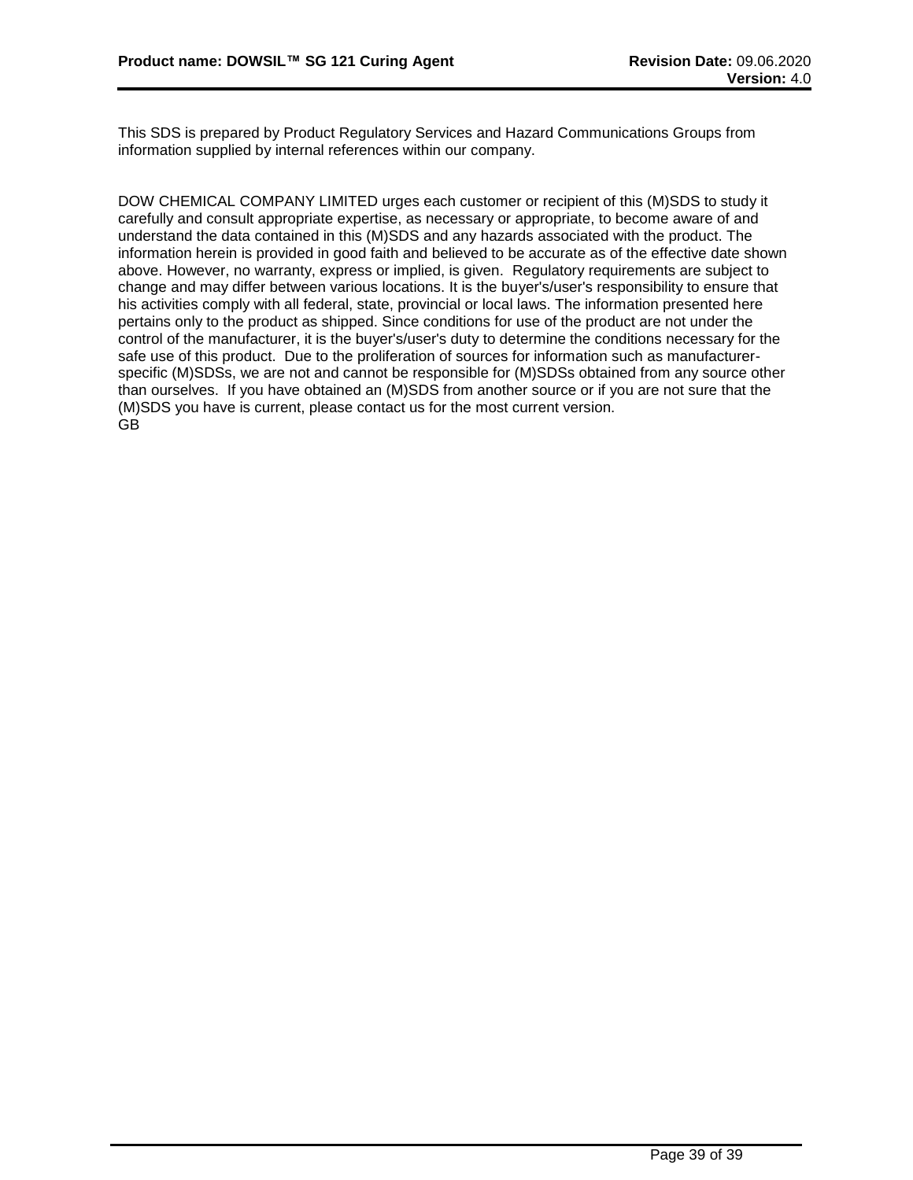This SDS is prepared by Product Regulatory Services and Hazard Communications Groups from information supplied by internal references within our company.

DOW CHEMICAL COMPANY LIMITED urges each customer or recipient of this (M)SDS to study it carefully and consult appropriate expertise, as necessary or appropriate, to become aware of and understand the data contained in this (M)SDS and any hazards associated with the product. The information herein is provided in good faith and believed to be accurate as of the effective date shown above. However, no warranty, express or implied, is given. Regulatory requirements are subject to change and may differ between various locations. It is the buyer's/user's responsibility to ensure that his activities comply with all federal, state, provincial or local laws. The information presented here pertains only to the product as shipped. Since conditions for use of the product are not under the control of the manufacturer, it is the buyer's/user's duty to determine the conditions necessary for the safe use of this product. Due to the proliferation of sources for information such as manufacturer-specific (M)SDSs, we are not and cannot be responsible for (M)SDSs obtained from any source other than ourselves. If you have obtained an (M)SDS from another source or if you are not sure that the (M)SDS you have is current, please contact us for the most current version.
GB